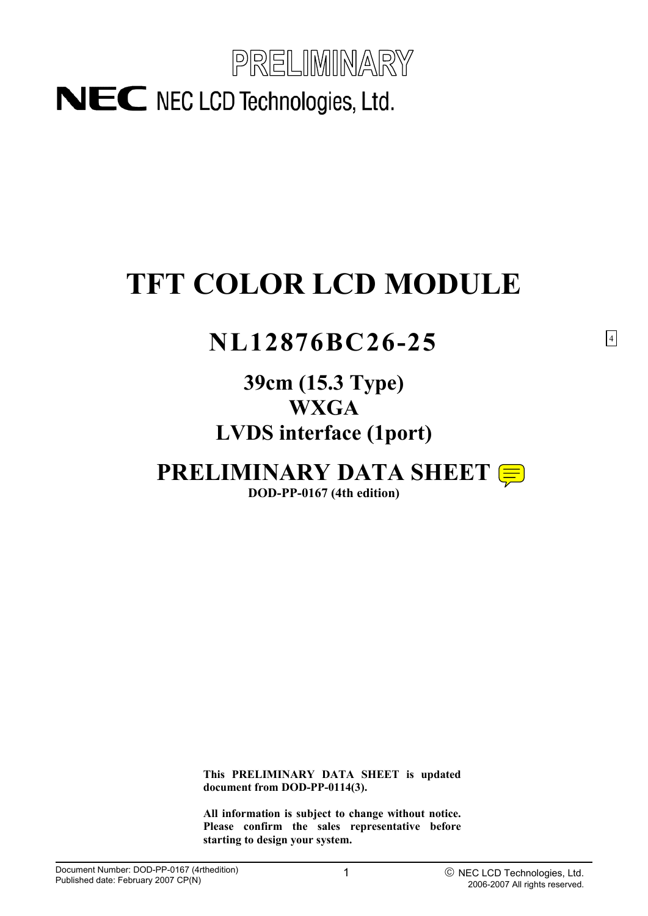PRELIMINARY

NEC LCD Technologies, Ltd.

# TFT COLOR LCD MODULE

## NL12876BC26-25

4

### 39cm (15.3 Type)
### WXGA
### LVDS interface (1port)

## PRELIMINARY DATA SHEET

**DOD-PP-0167 (4th edition)**

**This PRELIMINARY DATA SHEET is updated document from DOD-PP-0114(3).**

**All information is subject to change without notice. Please confirm the sales representative before starting to design your system.**

Document Number: DOD-PP-0167 (4rthedition)
Published date: February 2007 CP(N)

© NEC LCD Technologies, Ltd.
2006-2007 All rights reserved.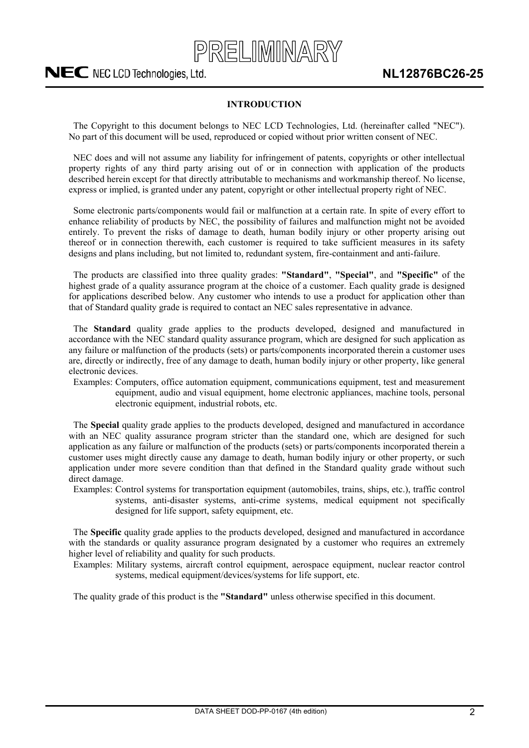## INTRODUCTION

The Copyright to this document belongs to NEC LCD Technologies, Ltd. (hereinafter called "NEC"). No part of this document will be used, reproduced or copied without prior written consent of NEC.

NEC does and will not assume any liability for infringement of patents, copyrights or other intellectual property rights of any third party arising out of or in connection with application of the products described herein except for that directly attributable to mechanisms and workmanship thereof. No license, express or implied, is granted under any patent, copyright or other intellectual property right of NEC.

Some electronic parts/components would fail or malfunction at a certain rate. In spite of every effort to enhance reliability of products by NEC, the possibility of failures and malfunction might not be avoided entirely. To prevent the risks of damage to death, human bodily injury or other property arising out thereof or in connection therewith, each customer is required to take sufficient measures in its safety designs and plans including, but not limited to, redundant system, fire-containment and anti-failure.

The products are classified into three quality grades: **"Standard"**, **"Special"**, and **"Specific"** of the highest grade of a quality assurance program at the choice of a customer. Each quality grade is designed for applications described below. Any customer who intends to use a product for application other than that of Standard quality grade is required to contact an NEC sales representative in advance.

The **Standard** quality grade applies to the products developed, designed and manufactured in accordance with the NEC standard quality assurance program, which are designed for such application as any failure or malfunction of the products (sets) or parts/components incorporated therein a customer uses are, directly or indirectly, free of any damage to death, human bodily injury or other property, like general electronic devices.

Examples: Computers, office automation equipment, communications equipment, test and measurement equipment, audio and visual equipment, home electronic appliances, machine tools, personal electronic equipment, industrial robots, etc.

The **Special** quality grade applies to the products developed, designed and manufactured in accordance with an NEC quality assurance program stricter than the standard one, which are designed for such application as any failure or malfunction of the products (sets) or parts/components incorporated therein a customer uses might directly cause any damage to death, human bodily injury or other property, or such application under more severe condition than that defined in the Standard quality grade without such direct damage.

Examples: Control systems for transportation equipment (automobiles, trains, ships, etc.), traffic control systems, anti-disaster systems, anti-crime systems, medical equipment not specifically designed for life support, safety equipment, etc.

The **Specific** quality grade applies to the products developed, designed and manufactured in accordance with the standards or quality assurance program designated by a customer who requires an extremely higher level of reliability and quality for such products.

Examples: Military systems, aircraft control equipment, aerospace equipment, nuclear reactor control systems, medical equipment/devices/systems for life support, etc.

The quality grade of this product is the **"Standard"** unless otherwise specified in this document.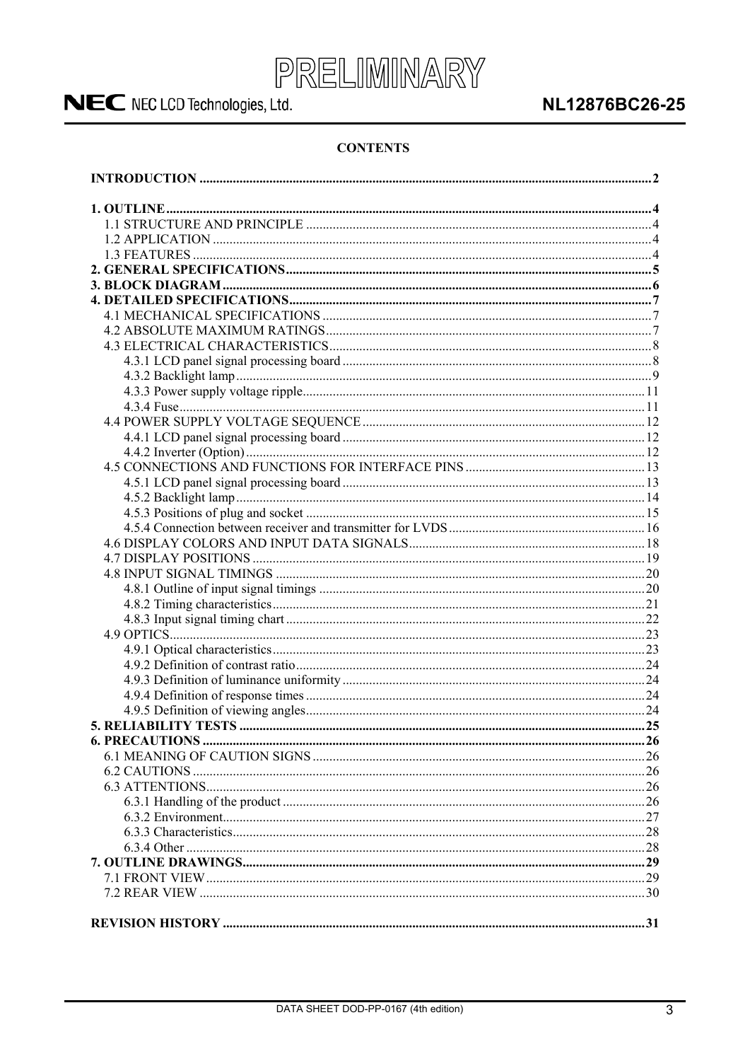**CONTENTS**

| | |
|---|---|
| **INTRODUCTION** | **2** |
| **1. OUTLINE** | **4** |
| 1.1 STRUCTURE AND PRINCIPLE | 4 |
| 1.2 APPLICATION | 4 |
| 1.3 FEATURES | 4 |
| **2. GENERAL SPECIFICATIONS** | **5** |
| **3. BLOCK DIAGRAM** | **6** |
| **4. DETAILED SPECIFICATIONS** | **7** |
| 4.1 MECHANICAL SPECIFICATIONS | 7 |
| 4.2 ABSOLUTE MAXIMUM RATINGS | 7 |
| 4.3 ELECTRICAL CHARACTERISTICS | 8 |
| 4.3.1 LCD panel signal processing board | 8 |
| 4.3.2 Backlight lamp | 9 |
| 4.3.3 Power supply voltage ripple | 11 |
| 4.3.4 Fuse | 11 |
| 4.4 POWER SUPPLY VOLTAGE SEQUENCE | 12 |
| 4.4.1 LCD panel signal processing board | 12 |
| 4.4.2 Inverter (Option) | 12 |
| 4.5 CONNECTIONS AND FUNCTIONS FOR INTERFACE PINS | 13 |
| 4.5.1 LCD panel signal processing board | 13 |
| 4.5.2 Backlight lamp | 14 |
| 4.5.3 Positions of plug and socket | 15 |
| 4.5.4 Connection between receiver and transmitter for LVDS | 16 |
| 4.6 DISPLAY COLORS AND INPUT DATA SIGNALS | 18 |
| 4.7 DISPLAY POSITIONS | 19 |
| 4.8 INPUT SIGNAL TIMINGS | 20 |
| 4.8.1 Outline of input signal timings | 20 |
| 4.8.2 Timing characteristics | 21 |
| 4.8.3 Input signal timing chart | 22 |
| 4.9 OPTICS | 23 |
| 4.9.1 Optical characteristics | 23 |
| 4.9.2 Definition of contrast ratio | 24 |
| 4.9.3 Definition of luminance uniformity | 24 |
| 4.9.4 Definition of response times | 24 |
| 4.9.5 Definition of viewing angles | 24 |
| **5. RELIABILITY TESTS** | **25** |
| **6. PRECAUTIONS** | **26** |
| 6.1 MEANING OF CAUTION SIGNS | 26 |
| 6.2 CAUTIONS | 26 |
| 6.3 ATTENTIONS | 26 |
| 6.3.1 Handling of the product | 26 |
| 6.3.2 Environment | 27 |
| 6.3.3 Characteristics | 28 |
| 6.3.4 Other | 28 |
| **7. OUTLINE DRAWINGS** | **29** |
| 7.1 FRONT VIEW | 29 |
| 7.2 REAR VIEW | 30 |
| **REVISION HISTORY** | **31** |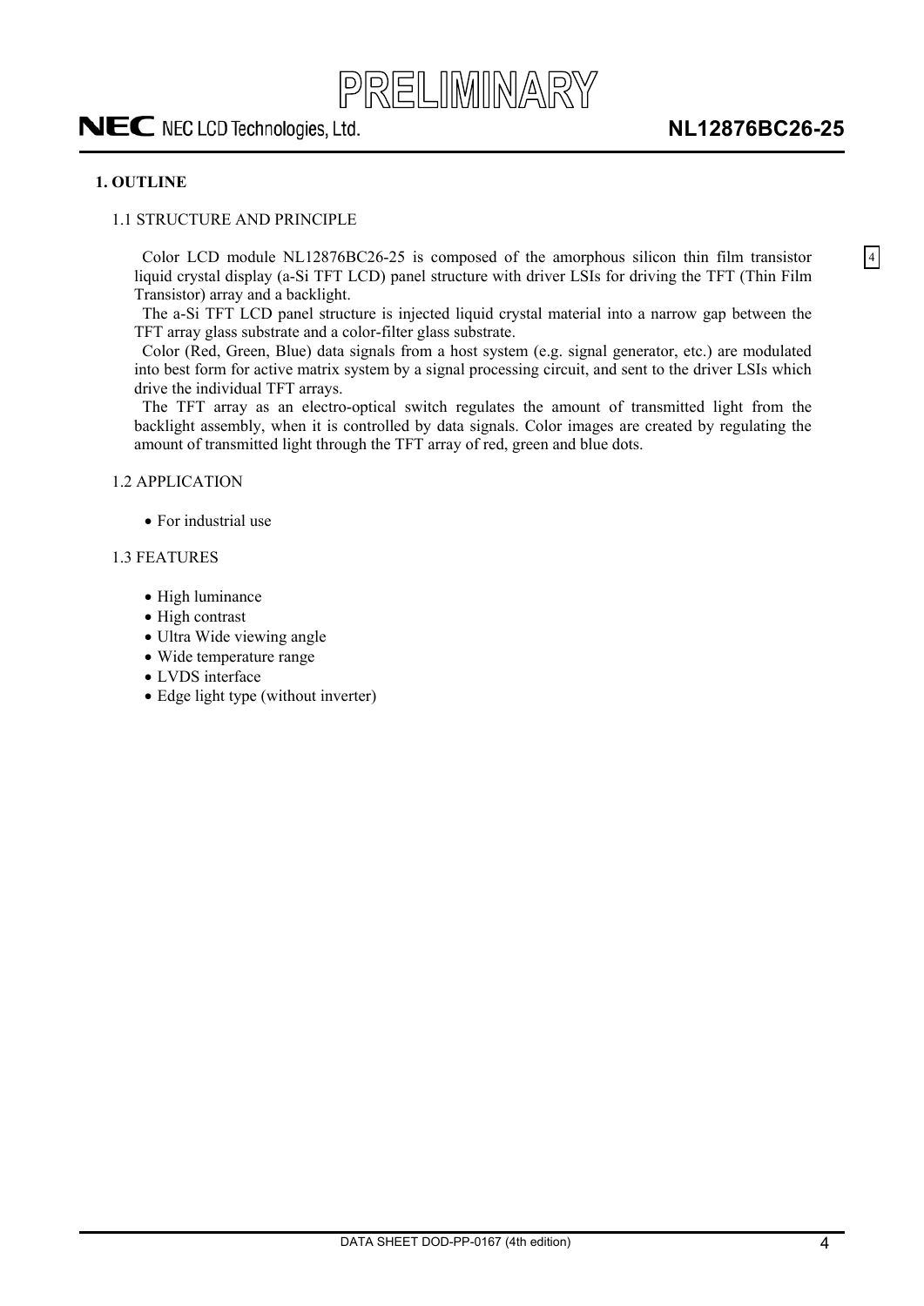## 1. OUTLINE

### 1.1 STRUCTURE AND PRINCIPLE

Color LCD module NL12876BC26-25 is composed of the amorphous silicon thin film transistor liquid crystal display (a-Si TFT LCD) panel structure with driver LSIs for driving the TFT (Thin Film Transistor) array and a backlight.

The a-Si TFT LCD panel structure is injected liquid crystal material into a narrow gap between the TFT array glass substrate and a color-filter glass substrate.

Color (Red, Green, Blue) data signals from a host system (e.g. signal generator, etc.) are modulated into best form for active matrix system by a signal processing circuit, and sent to the driver LSIs which drive the individual TFT arrays.

The TFT array as an electro-optical switch regulates the amount of transmitted light from the backlight assembly, when it is controlled by data signals. Color images are created by regulating the amount of transmitted light through the TFT array of red, green and blue dots.

### 1.2 APPLICATION

- For industrial use

### 1.3 FEATURES

- High luminance
- High contrast
- Ultra Wide viewing angle
- Wide temperature range
- LVDS interface
- Edge light type (without inverter)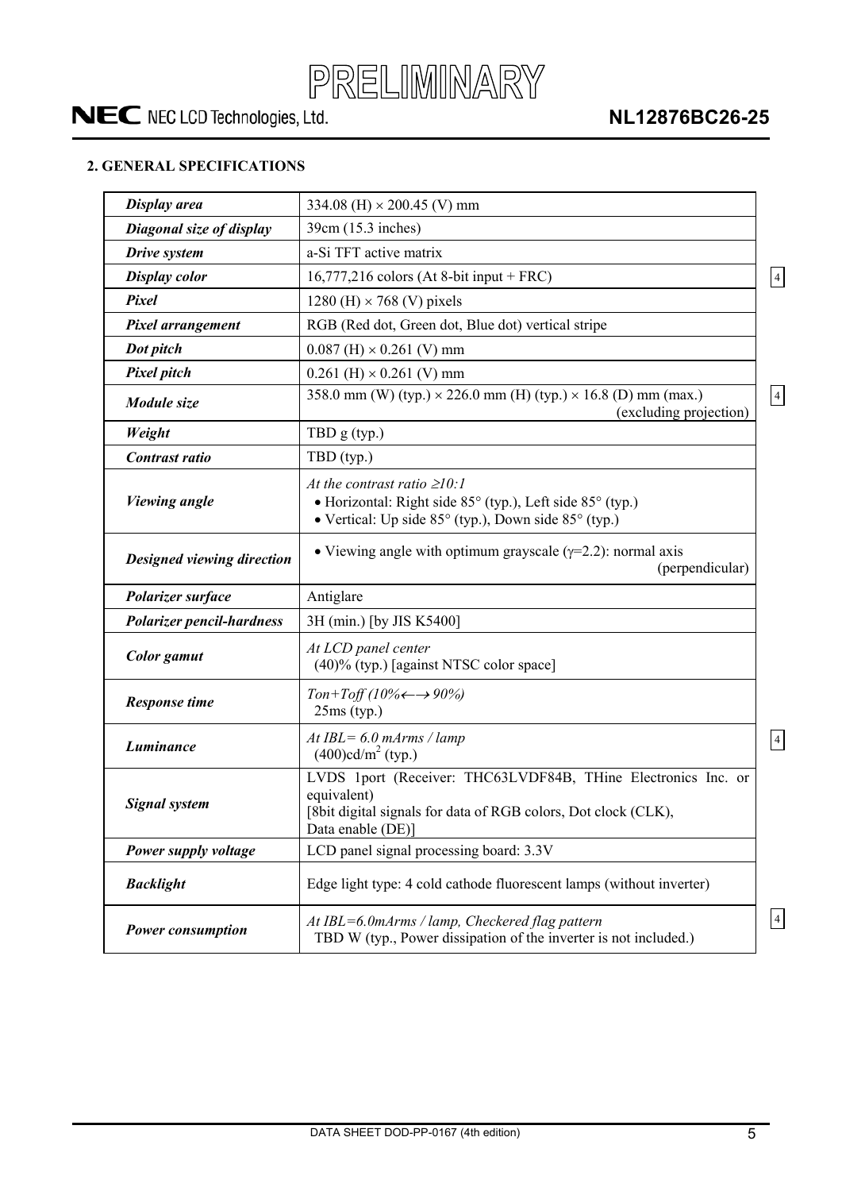## 2. GENERAL SPECIFICATIONS

| | |
|---|---|
| ***Display area*** | 334.08 (H) × 200.45 (V) mm |
| ***Diagonal size of display*** | 39cm (15.3 inches) |
| ***Drive system*** | a-Si TFT active matrix |
| ***Display color*** | 16,777,216 colors (At 8-bit input + FRC) |
| ***Pixel*** | 1280 (H) × 768 (V) pixels |
| ***Pixel arrangement*** | RGB (Red dot, Green dot, Blue dot) vertical stripe |
| ***Dot pitch*** | 0.087 (H) × 0.261 (V) mm |
| ***Pixel pitch*** | 0.261 (H) × 0.261 (V) mm |
| ***Module size*** | 358.0 mm (W) (typ.) × 226.0 mm (H) (typ.) × 16.8 (D) mm (max.) (excluding projection) |
| ***Weight*** | TBD g (typ.) |
| ***Contrast ratio*** | TBD (typ.) |
| ***Viewing angle*** | *At the contrast ratio ≥10:1*<br>• Horizontal: Right side 85° (typ.), Left side 85° (typ.)<br>• Vertical: Up side 85° (typ.), Down side 85° (typ.) |
| ***Designed viewing direction*** | • Viewing angle with optimum grayscale ($\gamma$=2.2): normal axis (perpendicular) |
| ***Polarizer surface*** | Antiglare |
| ***Polarizer pencil-hardness*** | 3H (min.) [by JIS K5400] |
| ***Color gamut*** | *At LCD panel center*<br>(40)% (typ.) [against NTSC color space] |
| ***Response time*** | *Ton+Toff (10%←→ 90%)*<br>25ms (typ.) |
| ***Luminance*** | *At IBL= 6.0 mArms / lamp*<br>(400)cd/m$^2$ (typ.) |
| ***Signal system*** | LVDS 1port (Receiver: THC63LVDF84B, THine Electronics Inc. or equivalent)<br>[8bit digital signals for data of RGB colors, Dot clock (CLK), Data enable (DE)] |
| ***Power supply voltage*** | LCD panel signal processing board: 3.3V |
| ***Backlight*** | Edge light type: 4 cold cathode fluorescent lamps (without inverter) |
| ***Power consumption*** | *At IBL=6.0mArms / lamp, Checkered flag pattern*<br>TBD W (typ., Power dissipation of the inverter is not included.) |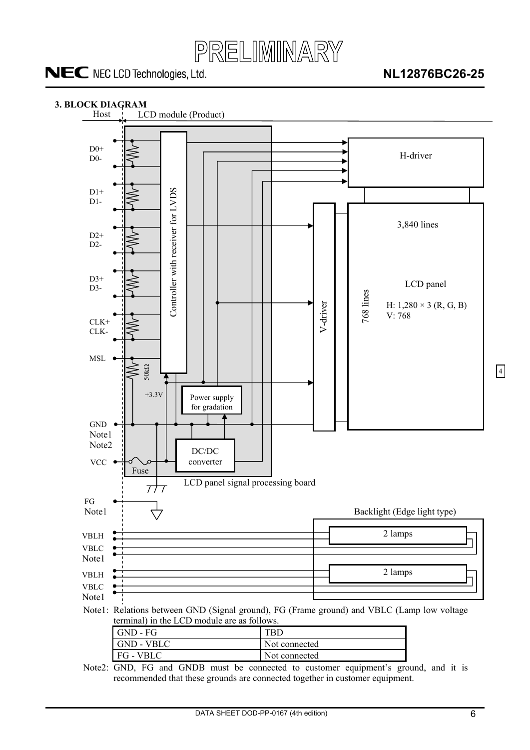## 3. BLOCK DIAGRAM

Host | LCD module (Product)

D0+
D0-
D1+
D1-
D2+
D2-
D3+
D3-
CLK+
CLK-
MSL

Controller with receiver for LVDS

50kΩ

+3.3V

Power supply for gradation

GND
Note1
Note2

VCC

Fuse

DC/DC converter

LCD panel signal processing board

FG
Note1

H-driver

V-driver

3,840 lines

768 lines

LCD panel

H: 1,280 × 3 (R, G, B)
V: 768

Backlight (Edge light type)

VBLH
VBLC
Note1

2 lamps

VBLH
VBLC
Note1

2 lamps

Note1: Relations between GND (Signal ground), FG (Frame ground) and VBLC (Lamp low voltage terminal) in the LCD module are as follows.

| GND - FG | TBD |
|---|---|
| GND - VBLC | Not connected |
| FG - VBLC | Not connected |

Note2: GND, FG and GNDB must be connected to customer equipment's ground, and it is recommended that these grounds are connected together in customer equipment.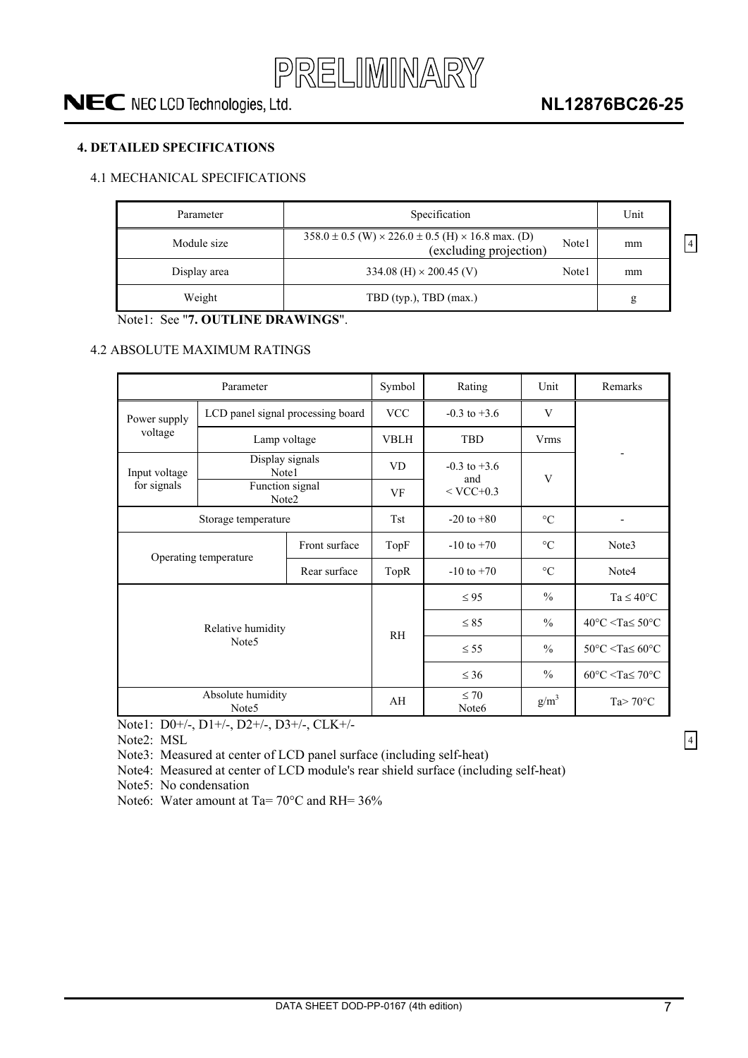## 4. DETAILED SPECIFICATIONS

### 4.1 MECHANICAL SPECIFICATIONS

| Parameter | Specification | Unit |
|---|---|---|
| Module size | 358.0 ± 0.5 (W) × 226.0 ± 0.5 (H) × 16.8 max. (D) (excluding projection) Note1 | mm |
| Display area | 334.08 (H) × 200.45 (V) Note1 | mm |
| Weight | TBD (typ.), TBD (max.) | g |

Note1: See "**7. OUTLINE DRAWINGS**".

### 4.2 ABSOLUTE MAXIMUM RATINGS

| Parameter | | | Symbol | Rating | Unit | Remarks |
|---|---|---|---|---|---|---|
| Power supply voltage | LCD panel signal processing board | | VCC | -0.3 to +3.6 | V | - |
| | Lamp voltage | | VBLH | TBD | Vrms | |
| Input voltage for signals | Display signals Note1 | | VD | -0.3 to +3.6 and < VCC+0.3 | V | |
| | Function signal Note2 | | VF | | | |
| Storage temperature | | | Tst | -20 to +80 | °C | - |
| Operating temperature | | Front surface | TopF | -10 to +70 | °C | Note3 |
| | | Rear surface | TopR | -10 to +70 | °C | Note4 |
| Relative humidity Note5 | | | RH | ≤ 95 | % | Ta ≤ 40°C |
| | | | | ≤ 85 | % | 40°C < Ta ≤ 50°C |
| | | | | ≤ 55 | % | 50°C < Ta ≤ 60°C |
| | | | | ≤ 36 | % | 60°C < Ta ≤ 70°C |
| Absolute humidity Note5 | | | AH | ≤ 70 Note6 | $g/m^3$ | Ta > 70°C |

Note1: D0+/-, D1+/-, D2+/-, D3+/-, CLK+/-

Note2: MSL

Note3: Measured at center of LCD panel surface (including self-heat)

Note4: Measured at center of LCD module's rear shield surface (including self-heat)

Note5: No condensation

Note6: Water amount at Ta= 70°C and RH= 36%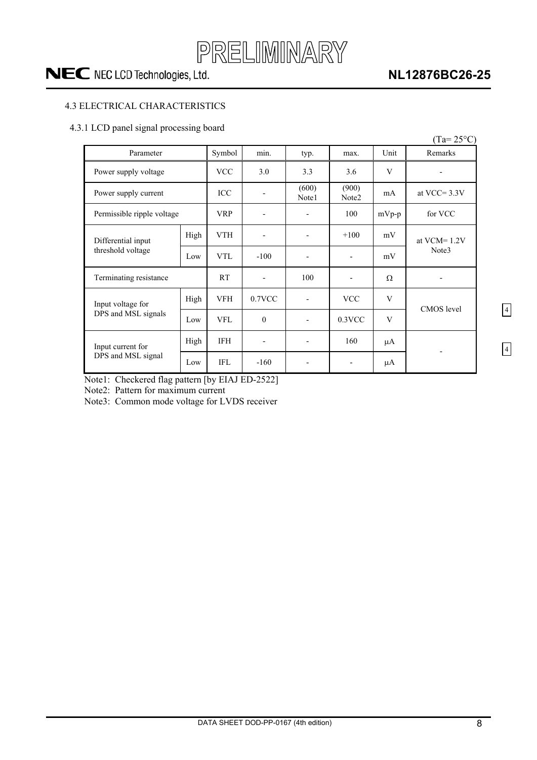### 4.3 ELECTRICAL CHARACTERISTICS

#### 4.3.1 LCD panel signal processing board

(Ta= 25°C)

| Parameter | | Symbol | min. | typ. | max. | Unit | Remarks |
|---|---|---|---|---|---|---|---|
| Power supply voltage | | VCC | 3.0 | 3.3 | 3.6 | V | - |
| Power supply current | | ICC | - | (600) Note1 | (900) Note2 | mA | at VCC= 3.3V |
| Permissible ripple voltage | | VRP | - | - | 100 | mVp-p | for VCC |
| Differential input threshold voltage | High | VTH | - | - | +100 | mV | at VCM= 1.2V Note3 |
| | Low | VTL | -100 | - | - | mV | |
| Terminating resistance | | RT | - | 100 | - | Ω | - |
| Input voltage for DPS and MSL signals | High | VFH | 0.7VCC | - | VCC | V | CMOS level |
| | Low | VFL | 0 | - | 0.3VCC | V | |
| Input current for DPS and MSL signal | High | IFH | - | - | 160 | μA | - |
| | Low | IFL | -160 | - | - | μA | |

Note1: Checkered flag pattern [by EIAJ ED-2522]

Note2: Pattern for maximum current

Note3: Common mode voltage for LVDS receiver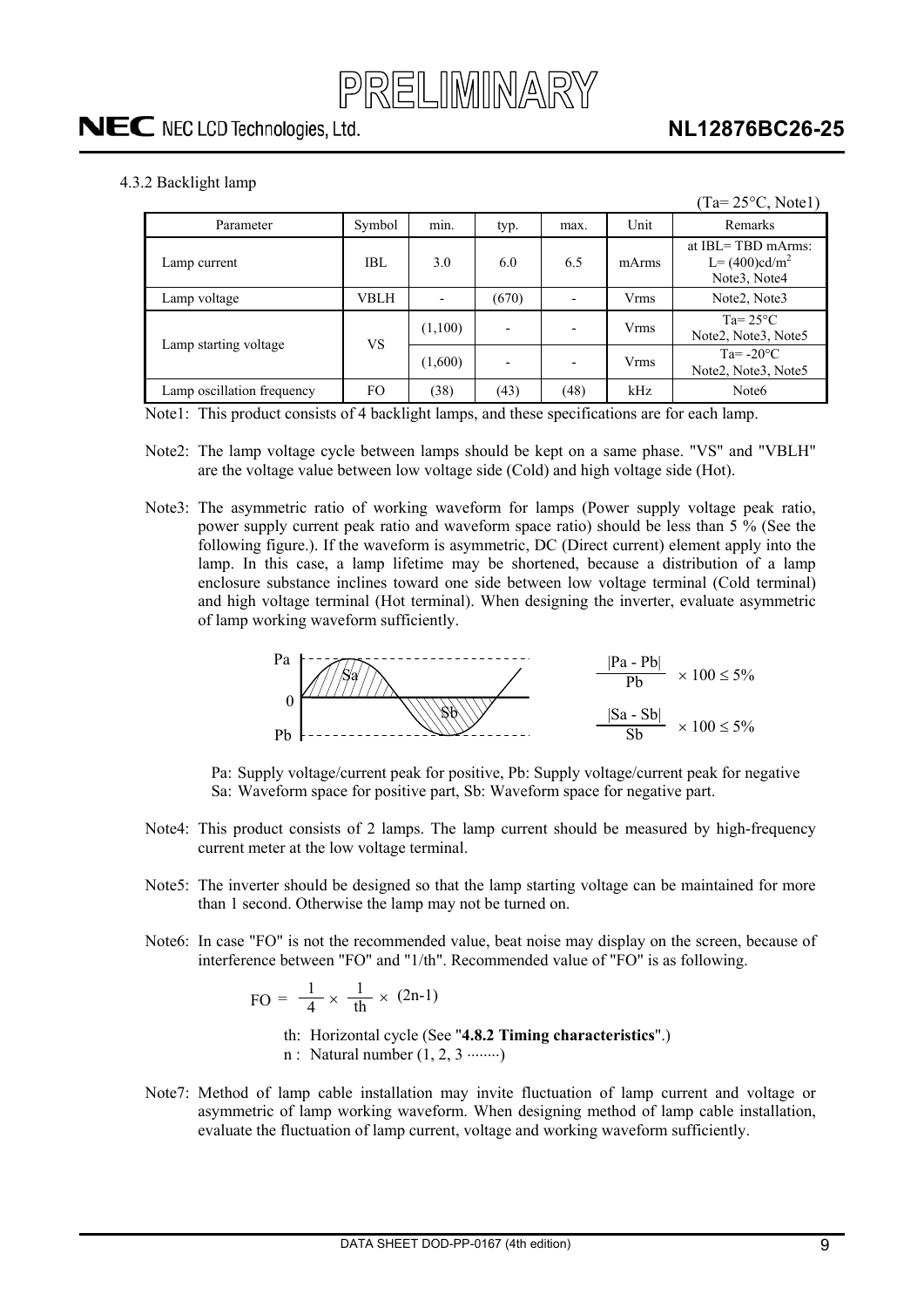#### 4.3.2 Backlight lamp

(Ta= 25°C, Note1)

| Parameter | Symbol | min. | typ. | max. | Unit | Remarks |
|---|---|---|---|---|---|---|
| Lamp current | IBL | 3.0 | 6.0 | 6.5 | mArms | at IBL= TBD mArms: L= (400)cd/m$^2$ Note3, Note4 |
| Lamp voltage | VBLH | - | (670) | - | Vrms | Note2, Note3 |
| Lamp starting voltage | VS | (1,100) | - | - | Vrms | Ta= 25°C Note2, Note3, Note5 |
| | | (1,600) | - | - | Vrms | Ta= -20°C Note2, Note3, Note5 |
| Lamp oscillation frequency | FO | (38) | (43) | (48) | kHz | Note6 |

Note1: This product consists of 4 backlight lamps, and these specifications are for each lamp.

Note2: The lamp voltage cycle between lamps should be kept on a same phase. "VS" and "VBLH" are the voltage value between low voltage side (Cold) and high voltage side (Hot).

Note3: The asymmetric ratio of working waveform for lamps (Power supply voltage peak ratio, power supply current peak ratio and waveform space ratio) should be less than 5 % (See the following figure.). If the waveform is asymmetric, DC (Direct current) element apply into the lamp. In this case, a lamp lifetime may be shortened, because a distribution of a lamp enclosure substance inclines toward one side between low voltage terminal (Cold terminal) and high voltage terminal (Hot terminal). When designing the inverter, evaluate asymmetric of lamp working waveform sufficiently.

$$\frac{|Pa - Pb|}{Pb} \times 100 \leq 5\%$$

$$\frac{|Sa - Sb|}{Sb} \times 100 \leq 5\%$$

Pa: Supply voltage/current peak for positive, Pb: Supply voltage/current peak for negative
Sa: Waveform space for positive part, Sb: Waveform space for negative part.

Note4: This product consists of 2 lamps. The lamp current should be measured by high-frequency current meter at the low voltage terminal.

Note5: The inverter should be designed so that the lamp starting voltage can be maintained for more than 1 second. Otherwise the lamp may not be turned on.

Note6: In case "FO" is not the recommended value, beat noise may display on the screen, because of interference between "FO" and "1/th". Recommended value of "FO" is as following.

$$FO = \frac{1}{4} \times \frac{1}{th} \times (2n-1)$$

th: Horizontal cycle (See "**4.8.2 Timing characteristics**".)
n : Natural number (1, 2, 3 ········)

Note7: Method of lamp cable installation may invite fluctuation of lamp current and voltage or asymmetric of lamp working waveform. When designing method of lamp cable installation, evaluate the fluctuation of lamp current, voltage and working waveform sufficiently.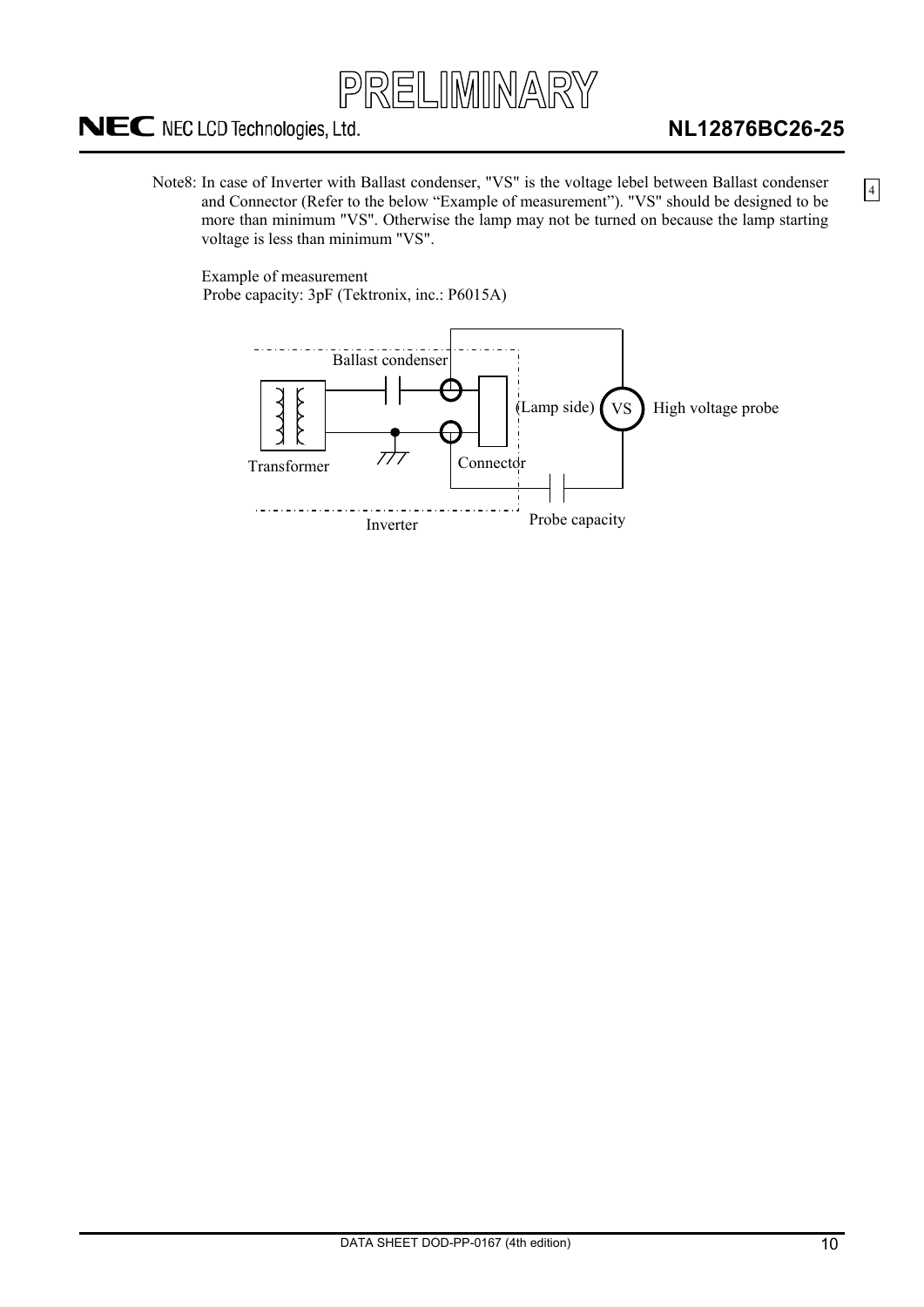Note8: In case of Inverter with Ballast condenser, "VS" is the voltage lebel between Ballast condenser and Connector (Refer to the below “Example of measurement”). "VS" should be designed to be more than minimum "VS". Otherwise the lamp may not be turned on because the lamp starting voltage is less than minimum "VS".

Example of measurement
Probe capacity: 3pF (Tektronix, inc.: P6015A)

Ballast condenser

(Lamp side) VS High voltage probe

Transformer

Connector

Inverter

Probe capacity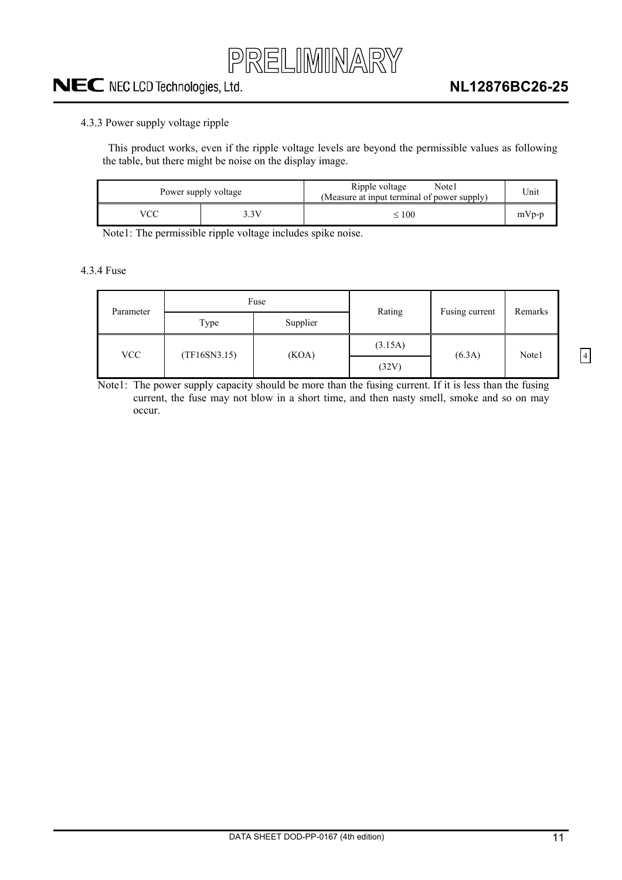4.3.3 Power supply voltage ripple

This product works, even if the ripple voltage levels are beyond the permissible values as following the table, but there might be noise on the display image.

| Power supply voltage | | Ripple voltage Note1 (Measure at input terminal of power supply) | Unit |
|---|---|---|---|
| VCC | 3.3V | ≤ 100 | mVp-p |

Note1: The permissible ripple voltage includes spike noise.

4.3.4 Fuse

| Parameter | Fuse | | Rating | Fusing current | Remarks |
|---|---|---|---|---|---|
| | Type | Supplier | | | |
| VCC | (TF16SN3.15) | (KOA) | (3.15A) | (6.3A) | Note1 |
| | | | (32V) | | |

Note1: The power supply capacity should be more than the fusing current. If it is less than the fusing current, the fuse may not blow in a short time, and then nasty smell, smoke and so on may occur.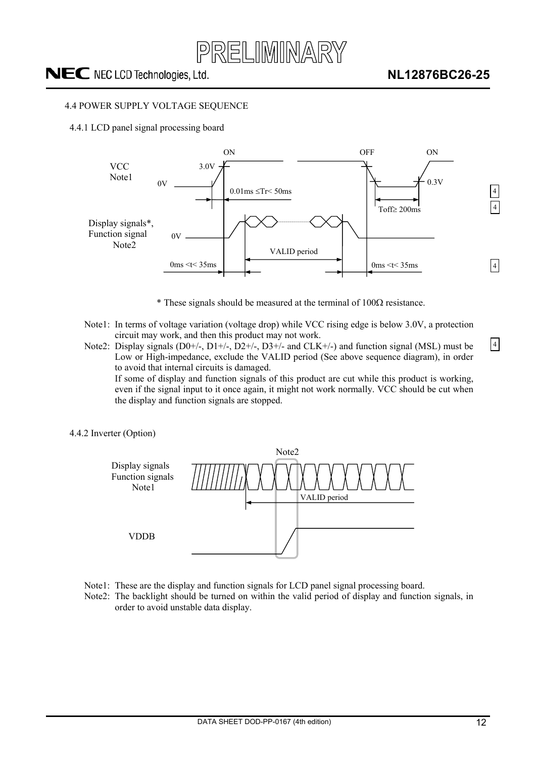### 4.4 POWER SUPPLY VOLTAGE SEQUENCE

#### 4.4.1 LCD panel signal processing board

ON OFF ON

VCC Note1 3.0V 0V 0.3V

0.01ms ≤Tr< 50ms

Toff≥ 200ms

Display signals*, Function signal Note2 0V

VALID period

0ms <t< 35ms 0ms <t< 35ms

\* These signals should be measured at the terminal of 100Ω resistance.

Note1: In terms of voltage variation (voltage drop) while VCC rising edge is below 3.0V, a protection circuit may work, and then this product may not work.

Note2: Display signals (D0+/-, D1+/-, D2+/-, D3+/- and CLK+/-) and function signal (MSL) must be Low or High-impedance, exclude the VALID period (See above sequence diagram), in order to avoid that internal circuits is damaged.
If some of display and function signals of this product are cut while this product is working, even if the signal input to it once again, it might not work normally. VCC should be cut when the display and function signals are stopped.

#### 4.4.2 Inverter (Option)

Note2

Display signals Function signals Note1

VALID period

VDDB

Note1: These are the display and function signals for LCD panel signal processing board.

Note2: The backlight should be turned on within the valid period of display and function signals, in order to avoid unstable data display.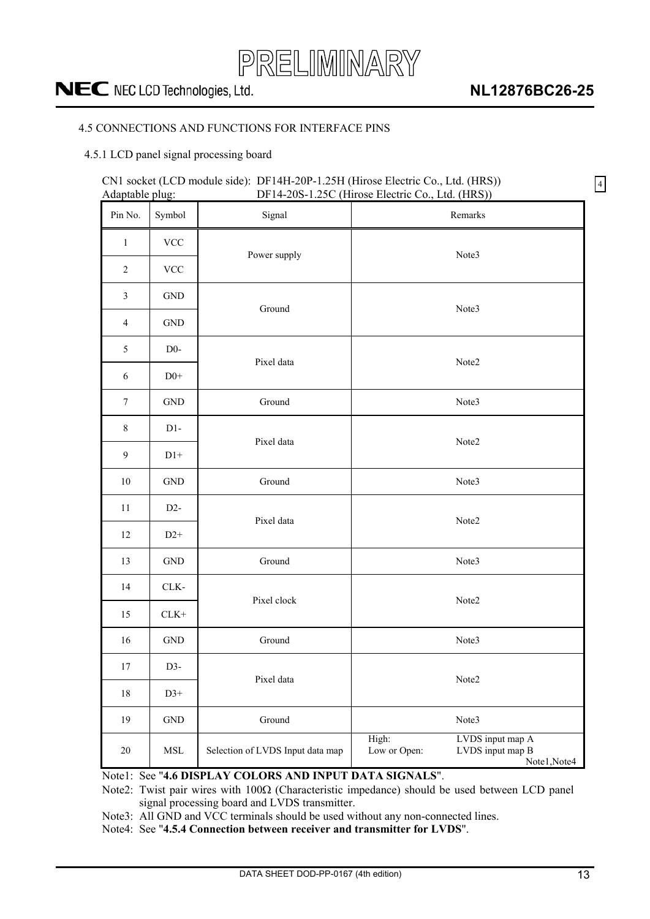### 4.5 CONNECTIONS AND FUNCTIONS FOR INTERFACE PINS

#### 4.5.1 LCD panel signal processing board

CN1 socket (LCD module side): DF14H-20P-1.25H (Hirose Electric Co., Ltd. (HRS))
Adaptable plug: DF14-20S-1.25C (Hirose Electric Co., Ltd. (HRS))

4

| Pin No. | Symbol | Signal | Remarks |
|---|---|---|---|
| 1 | VCC | Power supply | Note3 |
| 2 | VCC | | |
| 3 | GND | Ground | Note3 |
| 4 | GND | | |
| 5 | D0- | Pixel data | Note2 |
| 6 | D0+ | | |
| 7 | GND | Ground | Note3 |
| 8 | D1- | Pixel data | Note2 |
| 9 | D1+ | | |
| 10 | GND | Ground | Note3 |
| 11 | D2- | Pixel data | Note2 |
| 12 | D2+ | | |
| 13 | GND | Ground | Note3 |
| 14 | CLK- | Pixel clock | Note2 |
| 15 | CLK+ | | |
| 16 | GND | Ground | Note3 |
| 17 | D3- | Pixel data | Note2 |
| 18 | D3+ | | |
| 19 | GND | Ground | Note3 |
| 20 | MSL | Selection of LVDS Input data map | High: LVDS input map A<br>Low or Open: LVDS input map B<br>Note1,Note4 |

Note1: See "**4.6 DISPLAY COLORS AND INPUT DATA SIGNALS**".

Note2: Twist pair wires with 100Ω (Characteristic impedance) should be used between LCD panel signal processing board and LVDS transmitter.

Note3: All GND and VCC terminals should be used without any non-connected lines.

Note4: See "**4.5.4 Connection between receiver and transmitter for LVDS**".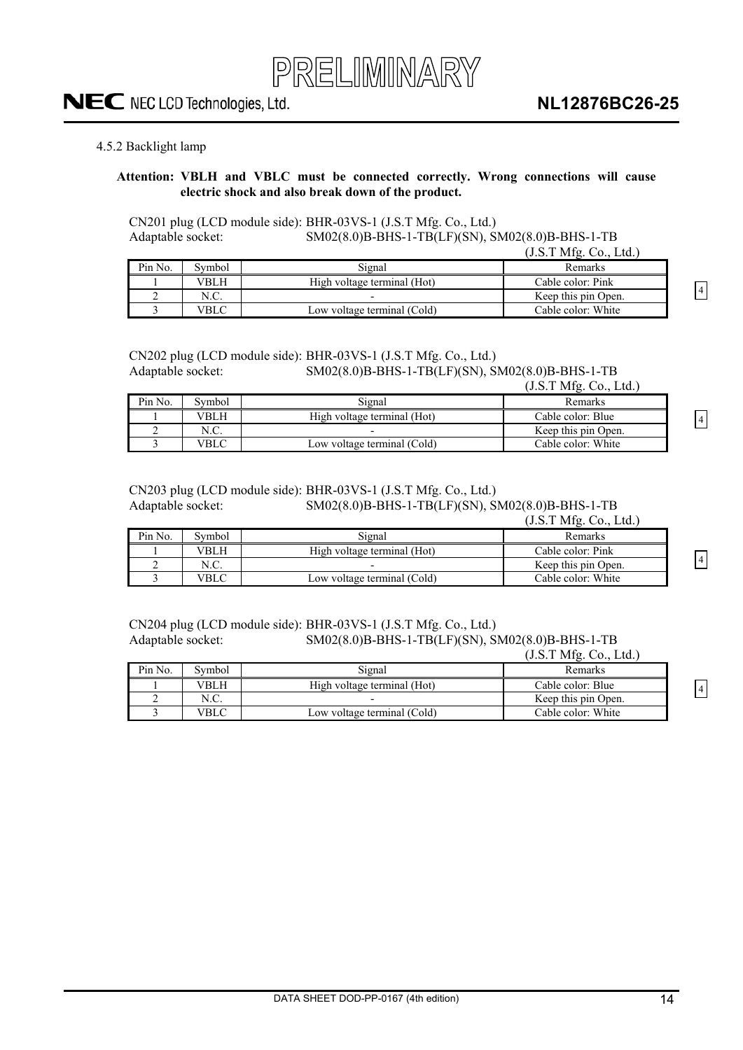#### 4.5.2 Backlight lamp

**Attention: VBLH and VBLC must be connected correctly. Wrong connections will cause electric shock and also break down of the product.**

CN201 plug (LCD module side): BHR-03VS-1 (J.S.T Mfg. Co., Ltd.)
Adaptable socket: SM02(8.0)B-BHS-1-TB(LF)(SN), SM02(8.0)B-BHS-1-TB (J.S.T Mfg. Co., Ltd.)

| Pin No. | Symbol | Signal | Remarks |
|---|---|---|---|
| 1 | VBLH | High voltage terminal (Hot) | Cable color: Pink |
| 2 | N.C. | - | Keep this pin Open. |
| 3 | VBLC | Low voltage terminal (Cold) | Cable color: White |

CN202 plug (LCD module side): BHR-03VS-1 (J.S.T Mfg. Co., Ltd.)
Adaptable socket: SM02(8.0)B-BHS-1-TB(LF)(SN), SM02(8.0)B-BHS-1-TB (J.S.T Mfg. Co., Ltd.)

| Pin No. | Symbol | Signal | Remarks |
|---|---|---|---|
| 1 | VBLH | High voltage terminal (Hot) | Cable color: Blue |
| 2 | N.C. | - | Keep this pin Open. |
| 3 | VBLC | Low voltage terminal (Cold) | Cable color: White |

CN203 plug (LCD module side): BHR-03VS-1 (J.S.T Mfg. Co., Ltd.)
Adaptable socket: SM02(8.0)B-BHS-1-TB(LF)(SN), SM02(8.0)B-BHS-1-TB (J.S.T Mfg. Co., Ltd.)

| Pin No. | Symbol | Signal | Remarks |
|---|---|---|---|
| 1 | VBLH | High voltage terminal (Hot) | Cable color: Pink |
| 2 | N.C. | - | Keep this pin Open. |
| 3 | VBLC | Low voltage terminal (Cold) | Cable color: White |

CN204 plug (LCD module side): BHR-03VS-1 (J.S.T Mfg. Co., Ltd.)
Adaptable socket: SM02(8.0)B-BHS-1-TB(LF)(SN), SM02(8.0)B-BHS-1-TB (J.S.T Mfg. Co., Ltd.)

| Pin No. | Symbol | Signal | Remarks |
|---|---|---|---|
| 1 | VBLH | High voltage terminal (Hot) | Cable color: Blue |
| 2 | N.C. | - | Keep this pin Open. |
| 3 | VBLC | Low voltage terminal (Cold) | Cable color: White |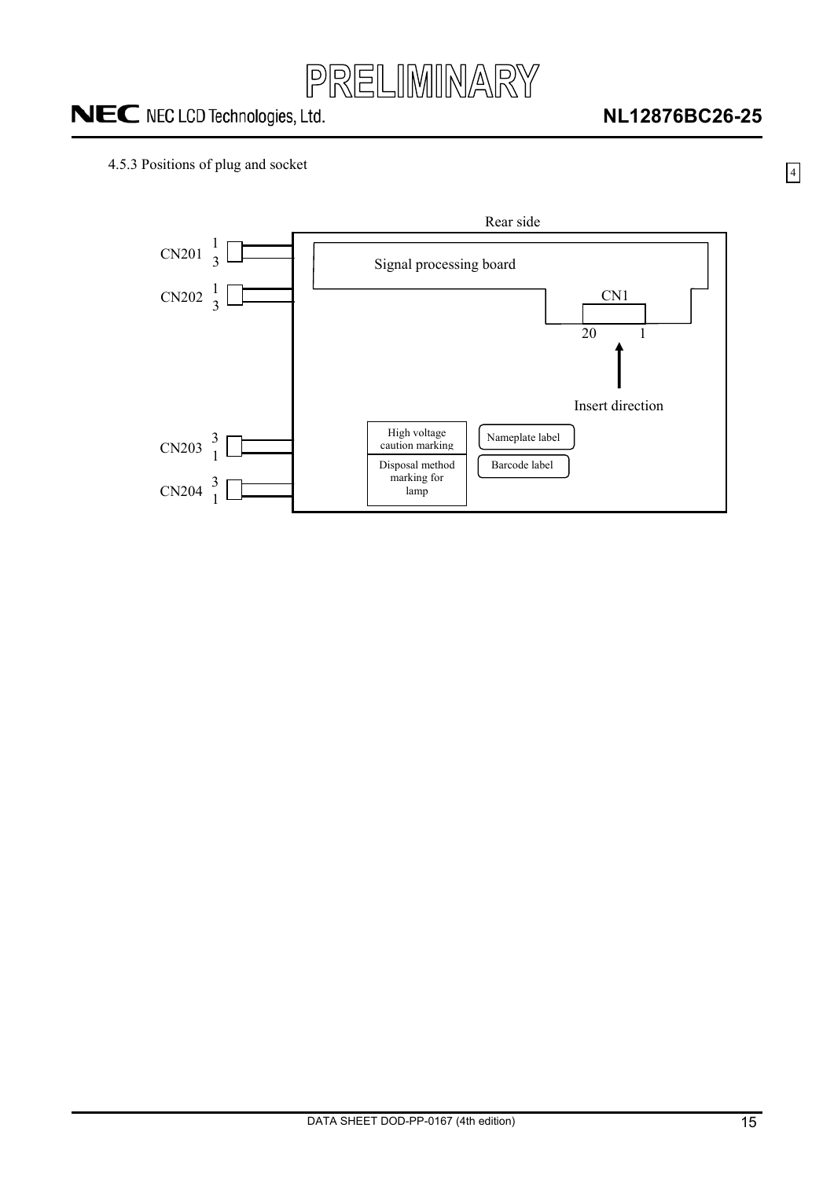4.5.3 Positions of plug and socket

Rear side

CN201 1 3

CN202 1 3

Signal processing board

CN1

20 1

Insert direction

CN203 3 1

CN204 3 1

High voltage caution marking

Disposal method marking for lamp

Nameplate label

Barcode label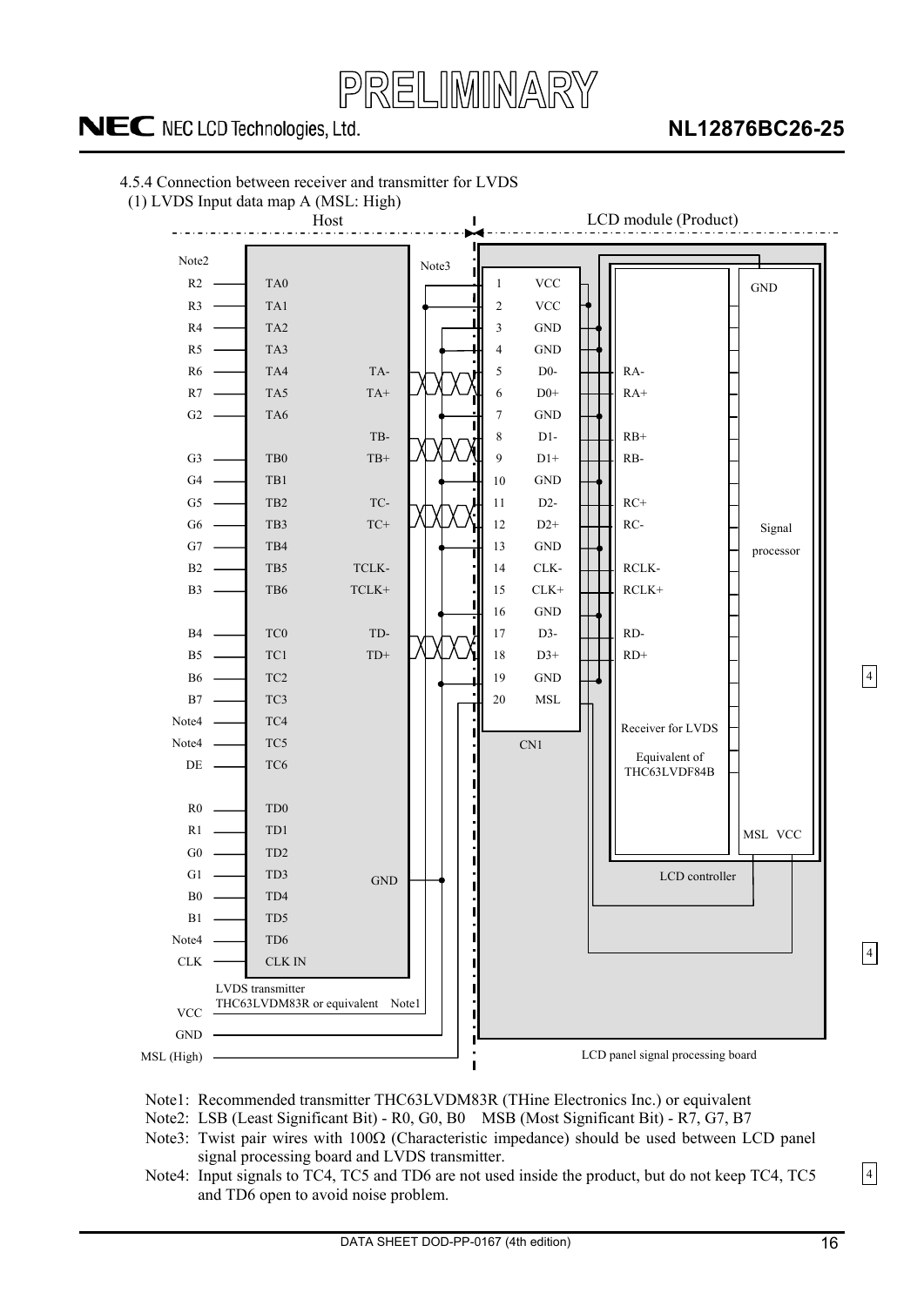4.5.4 Connection between receiver and transmitter for LVDS

(1) LVDS Input data map A (MSL: High)

| Host input | LVDS transmitter | Transmitter output | CN1 Pin | Signal | Receiver for LVDS |
|---|---|---|---|---|---|
| R2 | TA0 | | 1 | VCC | |
| R3 | TA1 | | 2 | VCC | |
| R4 | TA2 | | 3 | GND | |
| R5 | TA3 | | 4 | GND | |
| R6 | TA4 | TA- | 5 | D0- | RA- |
| R7 | TA5 | TA+ | 6 | D0+ | RA+ |
| G2 | TA6 | | 7 | GND | |
| | | TB- | 8 | D1- | RB+ |
| G3 | TB0 | TB+ | 9 | D1+ | RB- |
| G4 | TB1 | | 10 | GND | |
| G5 | TB2 | TC- | 11 | D2- | RC+ |
| G6 | TB3 | TC+ | 12 | D2+ | RC- |
| G7 | TB4 | | 13 | GND | |
| B2 | TB5 | TCLK- | 14 | CLK- | RCLK- |
| B3 | TB6 | TCLK+ | 15 | CLK+ | RCLK+ |
| | | | 16 | GND | |
| B4 | TC0 | TD- | 17 | D3- | RD- |
| B5 | TC1 | TD+ | 18 | D3+ | RD+ |
| B6 | TC2 | | 19 | GND | |
| B7 | TC3 | | 20 | MSL | |
| Note4 | TC4 | | | | |
| Note4 | TC5 | | | | |
| DE | TC6 | | | | |
| R0 | TD0 | | | | |
| R1 | TD1 | | | | |
| G0 | TD2 | | | | |
| G1 | TD3 | GND | | | |
| B0 | TD4 | | | | |
| B1 | TD5 | | | | |
| Note4 | TD6 | | | | |
| CLK | CLK IN | | | | |

Host: LVDS transmitter THC63LVDM83R or equivalent (Note1); VCC, GND, MSL (High)

LCD module (Product): CN1; Receiver for LVDS Equivalent of THC63LVDF84B; Signal processor (GND, MSL, VCC); LCD controller; LCD panel signal processing board

Note2 (input column), Note3 (twisted pair wires between transmitter and CN1)

Note1: Recommended transmitter THC63LVDM83R (THine Electronics Inc.) or equivalent

Note2: LSB (Least Significant Bit) - R0, G0, B0 MSB (Most Significant Bit) - R7, G7, B7

Note3: Twist pair wires with 100Ω (Characteristic impedance) should be used between LCD panel signal processing board and LVDS transmitter.

Note4: Input signals to TC4, TC5 and TD6 are not used inside the product, but do not keep TC4, TC5 and TD6 open to avoid noise problem.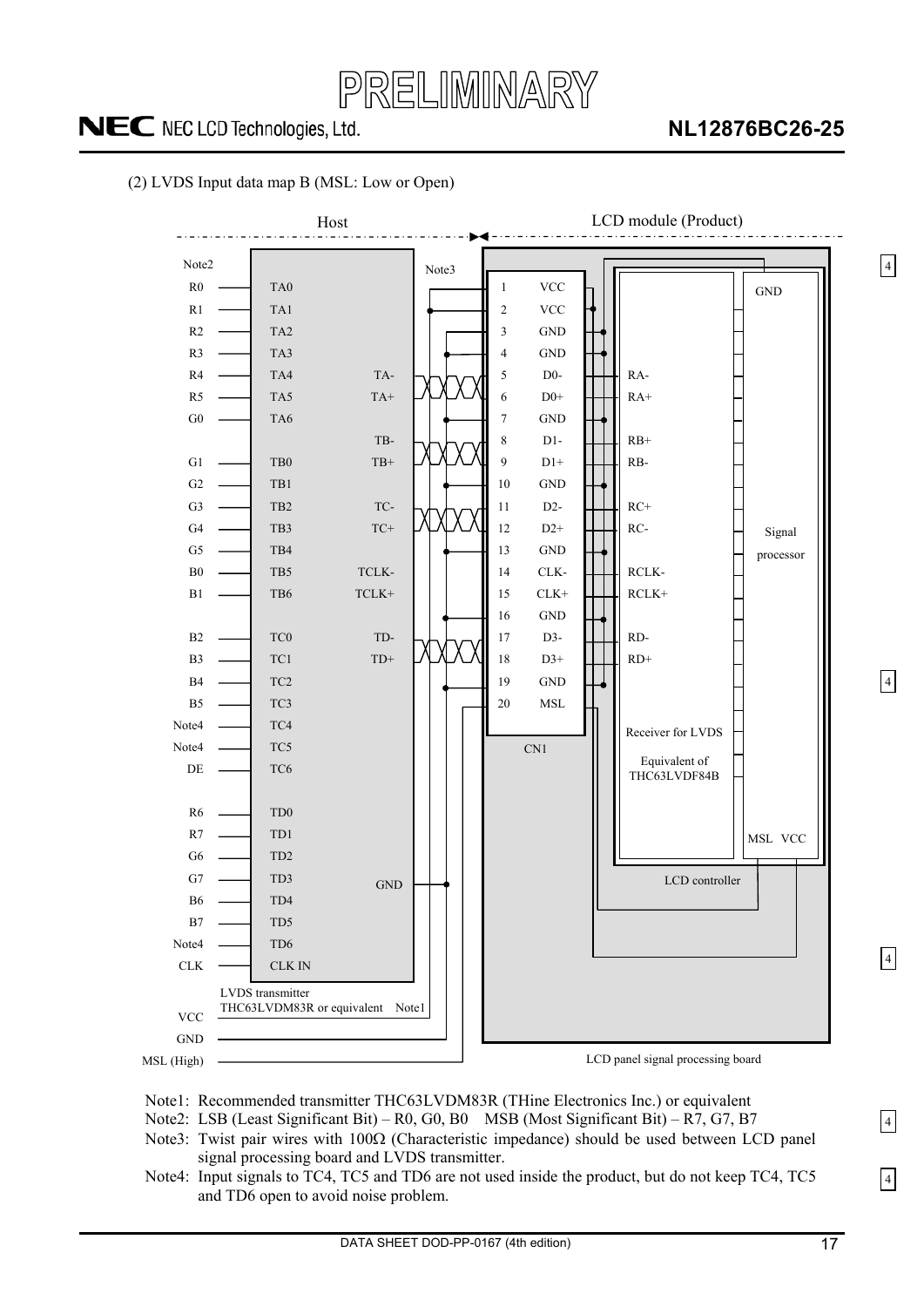(2) LVDS Input data map B (MSL: Low or Open)

Host | LCD module (Product)

| Note2 | Transmitter input | Transmitter output | CN1 Pin No. | CN1 Signal | Receiver |
|---|---|---|---|---|---|
| R0 | TA0 | | 1 | VCC | |
| R1 | TA1 | | 2 | VCC | |
| R2 | TA2 | | 3 | GND | |
| R3 | TA3 | | 4 | GND | |
| R4 | TA4 | TA- | 5 | D0- | RA- |
| R5 | TA5 | TA+ | 6 | D0+ | RA+ |
| G0 | TA6 | | 7 | GND | |
| | | TB- | 8 | D1- | RB+ |
| G1 | TB0 | TB+ | 9 | D1+ | RB- |
| G2 | TB1 | | 10 | GND | |
| G3 | TB2 | TC- | 11 | D2- | RC+ |
| G4 | TB3 | TC+ | 12 | D2+ | RC- |
| G5 | TB4 | | 13 | GND | |
| B0 | TB5 | TCLK- | 14 | CLK- | RCLK- |
| B1 | TB6 | TCLK+ | 15 | CLK+ | RCLK+ |
| | | | 16 | GND | |
| B2 | TC0 | TD- | 17 | D3- | RD- |
| B3 | TC1 | TD+ | 18 | D3+ | RD+ |
| B4 | TC2 | | 19 | GND | |
| B5 | TC3 | | 20 | MSL | |
| Note4 | TC4 | | | | |
| Note4 | TC5 | | | | |
| DE | TC6 | | | | |
| R6 | TD0 | | | | |
| R7 | TD1 | | | | |
| G6 | TD2 | | | | |
| G7 | TD3 | GND | | | |
| B6 | TD4 | | | | |
| B7 | TD5 | | | | |
| Note4 | TD6 | | | | |
| CLK | CLK IN | | | | |

LVDS transmitter THC63LVDM83R or equivalent Note1

VCC, GND, MSL (High)

Note3

CN1

Receiver for LVDS Equivalent of THC63LVDF84B

Signal processor (GND, MSL, VCC)

LCD controller

LCD panel signal processing board

Note1: Recommended transmitter THC63LVDM83R (THine Electronics Inc.) or equivalent

Note2: LSB (Least Significant Bit) – R0, G0, B0 MSB (Most Significant Bit) – R7, G7, B7

Note3: Twist pair wires with 100Ω (Characteristic impedance) should be used between LCD panel signal processing board and LVDS transmitter.

Note4: Input signals to TC4, TC5 and TD6 are not used inside the product, but do not keep TC4, TC5 and TD6 open to avoid noise problem.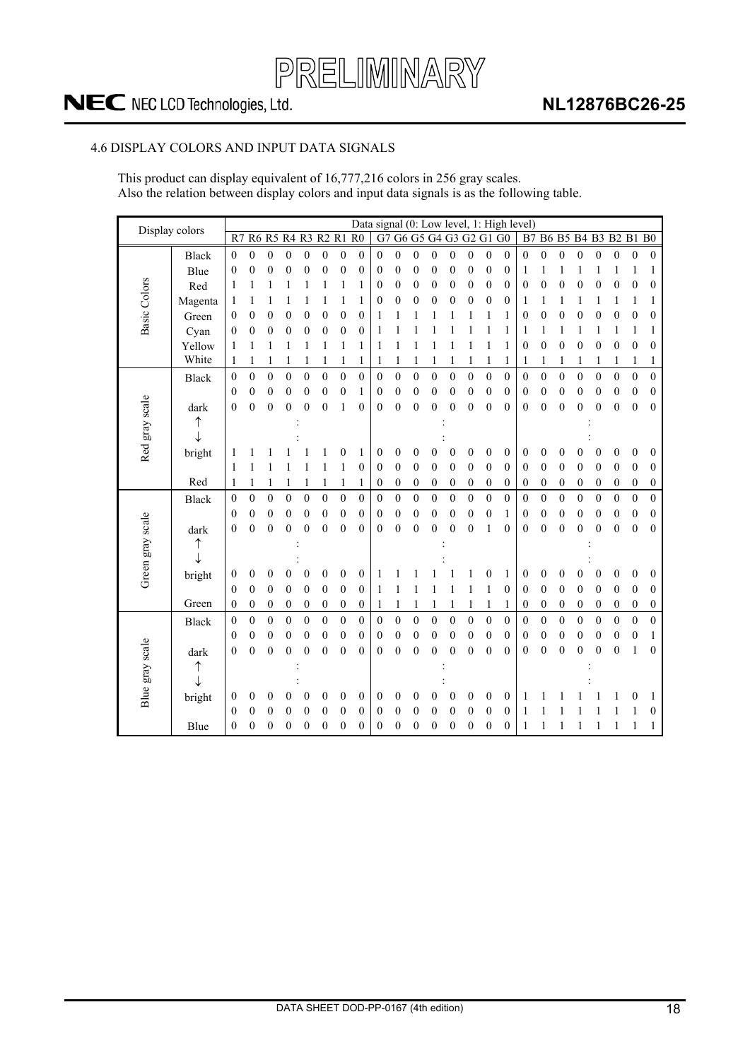## 4.6 DISPLAY COLORS AND INPUT DATA SIGNALS

This product can display equivalent of 16,777,216 colors in 256 gray scales.
Also the relation between display colors and input data signals is as the following table.

| Display colors | | Data signal (0: Low level, 1: High level) | | | | | | | | | | | | | | | | | | | | | | | |
|---|---|---|---|---|---|---|---|---|---|---|---|---|---|---|---|---|---|---|---|---|---|---|---|---|---|
| | | R7 | R6 | R5 | R4 | R3 | R2 | R1 | R0 | G7 | G6 | G5 | G4 | G3 | G2 | G1 | G0 | B7 | B6 | B5 | B4 | B3 | B2 | B1 | B0 |
| Basic Colors | Black | 0 | 0 | 0 | 0 | 0 | 0 | 0 | 0 | 0 | 0 | 0 | 0 | 0 | 0 | 0 | 0 | 0 | 0 | 0 | 0 | 0 | 0 | 0 | 0 |
| | Blue | 0 | 0 | 0 | 0 | 0 | 0 | 0 | 0 | 0 | 0 | 0 | 0 | 0 | 0 | 0 | 0 | 1 | 1 | 1 | 1 | 1 | 1 | 1 | 1 |
| | Red | 1 | 1 | 1 | 1 | 1 | 1 | 1 | 1 | 0 | 0 | 0 | 0 | 0 | 0 | 0 | 0 | 0 | 0 | 0 | 0 | 0 | 0 | 0 | 0 |
| | Magenta | 1 | 1 | 1 | 1 | 1 | 1 | 1 | 1 | 0 | 0 | 0 | 0 | 0 | 0 | 0 | 0 | 1 | 1 | 1 | 1 | 1 | 1 | 1 | 1 |
| | Green | 0 | 0 | 0 | 0 | 0 | 0 | 0 | 0 | 1 | 1 | 1 | 1 | 1 | 1 | 1 | 1 | 0 | 0 | 0 | 0 | 0 | 0 | 0 | 0 |
| | Cyan | 0 | 0 | 0 | 0 | 0 | 0 | 0 | 0 | 1 | 1 | 1 | 1 | 1 | 1 | 1 | 1 | 1 | 1 | 1 | 1 | 1 | 1 | 1 | 1 |
| | Yellow | 1 | 1 | 1 | 1 | 1 | 1 | 1 | 1 | 1 | 1 | 1 | 1 | 1 | 1 | 1 | 1 | 0 | 0 | 0 | 0 | 0 | 0 | 0 | 0 |
| | White | 1 | 1 | 1 | 1 | 1 | 1 | 1 | 1 | 1 | 1 | 1 | 1 | 1 | 1 | 1 | 1 | 1 | 1 | 1 | 1 | 1 | 1 | 1 | 1 |
| Red gray scale | Black | 0 | 0 | 0 | 0 | 0 | 0 | 0 | 0 | 0 | 0 | 0 | 0 | 0 | 0 | 0 | 0 | 0 | 0 | 0 | 0 | 0 | 0 | 0 | 0 |
| | | 0 | 0 | 0 | 0 | 0 | 0 | 0 | 1 | 0 | 0 | 0 | 0 | 0 | 0 | 0 | 0 | 0 | 0 | 0 | 0 | 0 | 0 | 0 | 0 |
| | dark | 0 | 0 | 0 | 0 | 0 | 0 | 1 | 0 | 0 | 0 | 0 | 0 | 0 | 0 | 0 | 0 | 0 | 0 | 0 | 0 | 0 | 0 | 0 | 0 |
| | ↑ | | | | : | | | | | | | | : | | | | | | | | : | | | | |
| | ↓ | | | | : | | | | | | | | : | | | | | | | | : | | | | |
| | bright | 1 | 1 | 1 | 1 | 1 | 1 | 0 | 1 | 0 | 0 | 0 | 0 | 0 | 0 | 0 | 0 | 0 | 0 | 0 | 0 | 0 | 0 | 0 | 0 |
| | | 1 | 1 | 1 | 1 | 1 | 1 | 1 | 0 | 0 | 0 | 0 | 0 | 0 | 0 | 0 | 0 | 0 | 0 | 0 | 0 | 0 | 0 | 0 | 0 |
| | Red | 1 | 1 | 1 | 1 | 1 | 1 | 1 | 1 | 0 | 0 | 0 | 0 | 0 | 0 | 0 | 0 | 0 | 0 | 0 | 0 | 0 | 0 | 0 | 0 |
| Green gray scale | Black | 0 | 0 | 0 | 0 | 0 | 0 | 0 | 0 | 0 | 0 | 0 | 0 | 0 | 0 | 0 | 0 | 0 | 0 | 0 | 0 | 0 | 0 | 0 | 0 |
| | | 0 | 0 | 0 | 0 | 0 | 0 | 0 | 0 | 0 | 0 | 0 | 0 | 0 | 0 | 0 | 1 | 0 | 0 | 0 | 0 | 0 | 0 | 0 | 0 |
| | dark | 0 | 0 | 0 | 0 | 0 | 0 | 0 | 0 | 0 | 0 | 0 | 0 | 0 | 0 | 1 | 0 | 0 | 0 | 0 | 0 | 0 | 0 | 0 | 0 |
| | ↑ | | | | : | | | | | | | | : | | | | | | | | : | | | | |
| | ↓ | | | | : | | | | | | | | : | | | | | | | | : | | | | |
| | bright | 0 | 0 | 0 | 0 | 0 | 0 | 0 | 0 | 1 | 1 | 1 | 1 | 1 | 1 | 0 | 1 | 0 | 0 | 0 | 0 | 0 | 0 | 0 | 0 |
| | | 0 | 0 | 0 | 0 | 0 | 0 | 0 | 0 | 1 | 1 | 1 | 1 | 1 | 1 | 1 | 0 | 0 | 0 | 0 | 0 | 0 | 0 | 0 | 0 |
| | Green | 0 | 0 | 0 | 0 | 0 | 0 | 0 | 0 | 1 | 1 | 1 | 1 | 1 | 1 | 1 | 1 | 0 | 0 | 0 | 0 | 0 | 0 | 0 | 0 |
| Blue gray scale | Black | 0 | 0 | 0 | 0 | 0 | 0 | 0 | 0 | 0 | 0 | 0 | 0 | 0 | 0 | 0 | 0 | 0 | 0 | 0 | 0 | 0 | 0 | 0 | 0 |
| | | 0 | 0 | 0 | 0 | 0 | 0 | 0 | 0 | 0 | 0 | 0 | 0 | 0 | 0 | 0 | 0 | 0 | 0 | 0 | 0 | 0 | 0 | 0 | 1 |
| | dark | 0 | 0 | 0 | 0 | 0 | 0 | 0 | 0 | 0 | 0 | 0 | 0 | 0 | 0 | 0 | 0 | 0 | 0 | 0 | 0 | 0 | 0 | 1 | 0 |
| | ↑ | | | | : | | | | | | | | : | | | | | | | | : | | | | |
| | ↓ | | | | : | | | | | | | | : | | | | | | | | : | | | | |
| | bright | 0 | 0 | 0 | 0 | 0 | 0 | 0 | 0 | 0 | 0 | 0 | 0 | 0 | 0 | 0 | 0 | 1 | 1 | 1 | 1 | 1 | 1 | 0 | 1 |
| | | 0 | 0 | 0 | 0 | 0 | 0 | 0 | 0 | 0 | 0 | 0 | 0 | 0 | 0 | 0 | 0 | 1 | 1 | 1 | 1 | 1 | 1 | 1 | 0 |
| | Blue | 0 | 0 | 0 | 0 | 0 | 0 | 0 | 0 | 0 | 0 | 0 | 0 | 0 | 0 | 0 | 0 | 1 | 1 | 1 | 1 | 1 | 1 | 1 | 1 |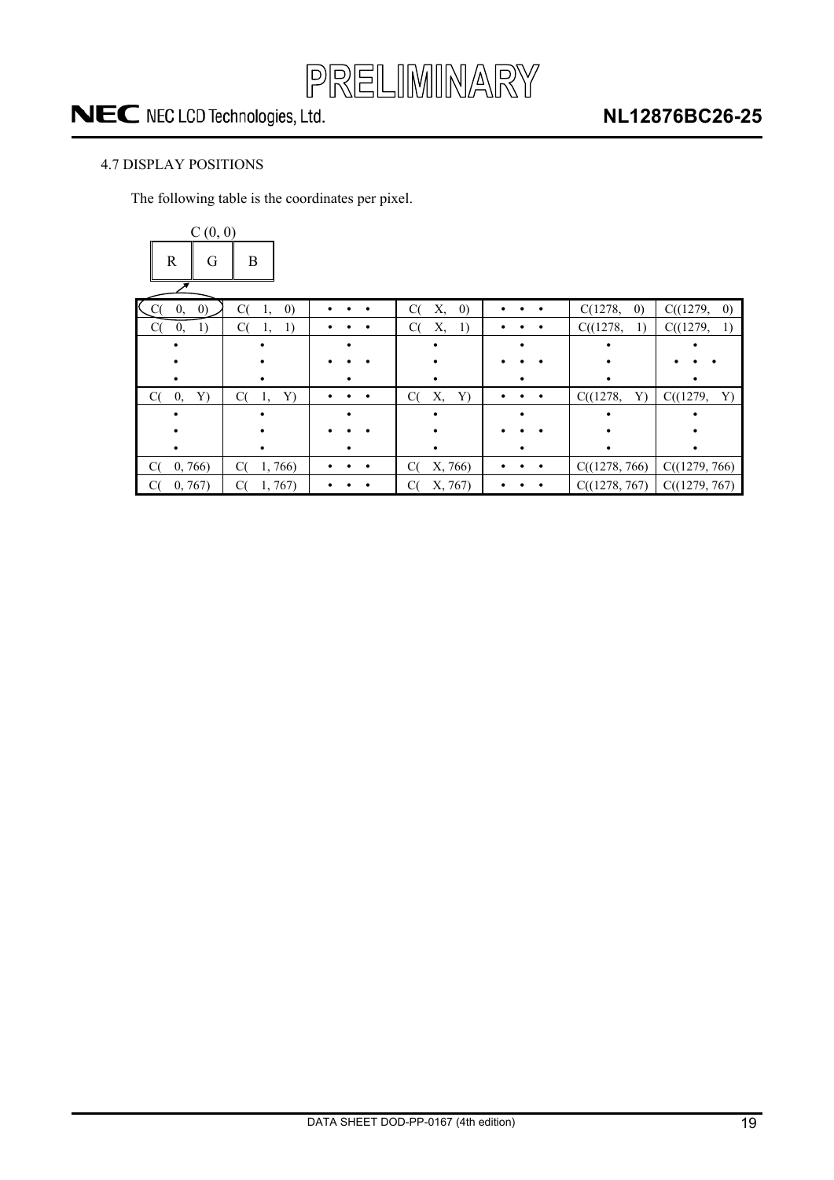## 4.7 DISPLAY POSITIONS

The following table is the coordinates per pixel.

C (0, 0)

| R | G | B |
|---|---|---|

| C( 0, 0) | C( 1, 0) | • • • | C( X, 0) | • • • | C(1278, 0) | C((1279, 0) |
|---|---|---|---|---|---|---|
| C( 0, 1) | C( 1, 1) | • • • | C( X, 1) | • • • | C((1278, 1) | C((1279, 1) |
| •<br>•<br>• | •<br>•<br>• | •<br>• • •<br>• | •<br>•<br>• | •<br>• • •<br>• | •<br>•<br>• | •<br>• • •<br>• |
| C( 0, Y) | C( 1, Y) | • • • | C( X, Y) | • • • | C((1278, Y) | C((1279, Y) |
| •<br>•<br>• | •<br>•<br>• | •<br>• • •<br>• | •<br>•<br>• | •<br>• • •<br>• | •<br>•<br>• | •<br>•<br>• |
| C( 0, 766) | C( 1, 766) | • • • | C( X, 766) | • • • | C((1278, 766) | C((1279, 766) |
| C( 0, 767) | C( 1, 767) | • • • | C( X, 767) | • • • | C((1278, 767) | C((1279, 767) |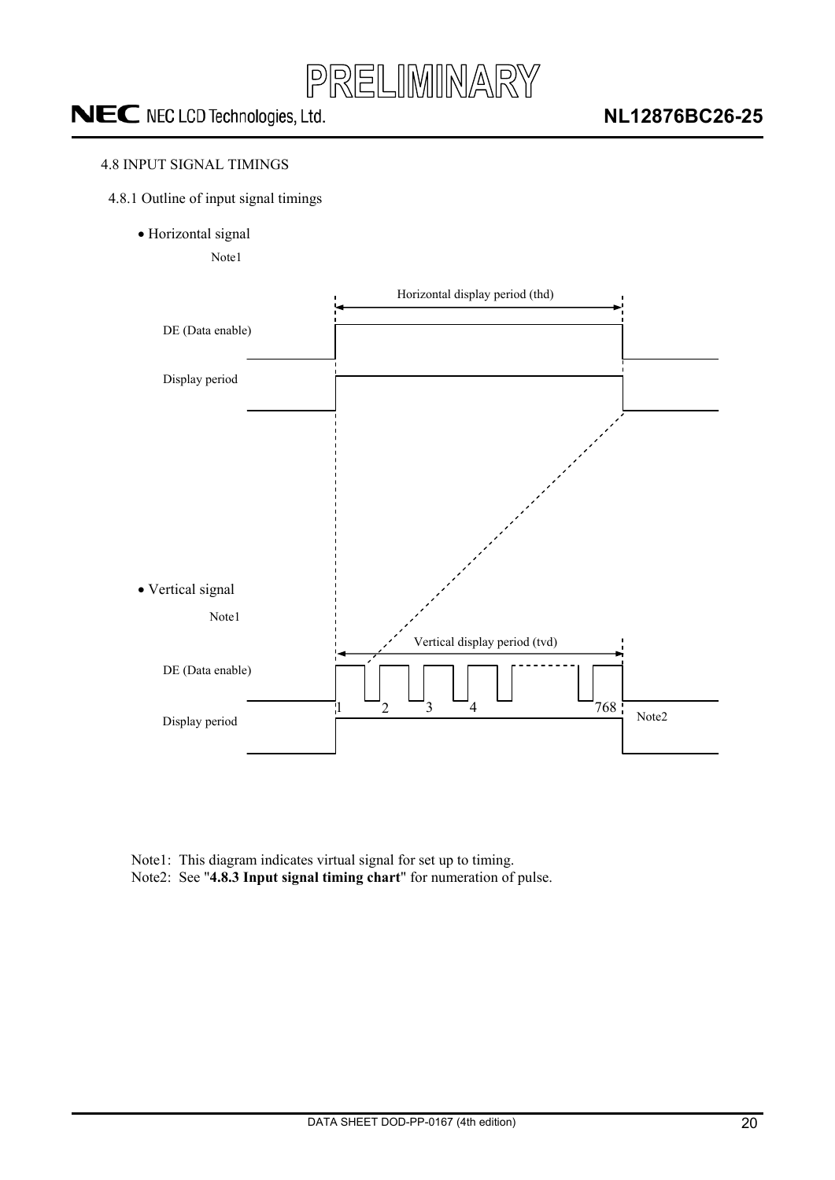### 4.8 INPUT SIGNAL TIMINGS

#### 4.8.1 Outline of input signal timings

- Horizontal signal

Note1

Horizontal display period (thd)

DE (Data enable)

Display period

- Vertical signal

Note1

Vertical display period (tvd)

DE (Data enable)

1 2 3 4 768

Display period

Note2

Note1: This diagram indicates virtual signal for set up to timing.
Note2: See "**4.8.3 Input signal timing chart**" for numeration of pulse.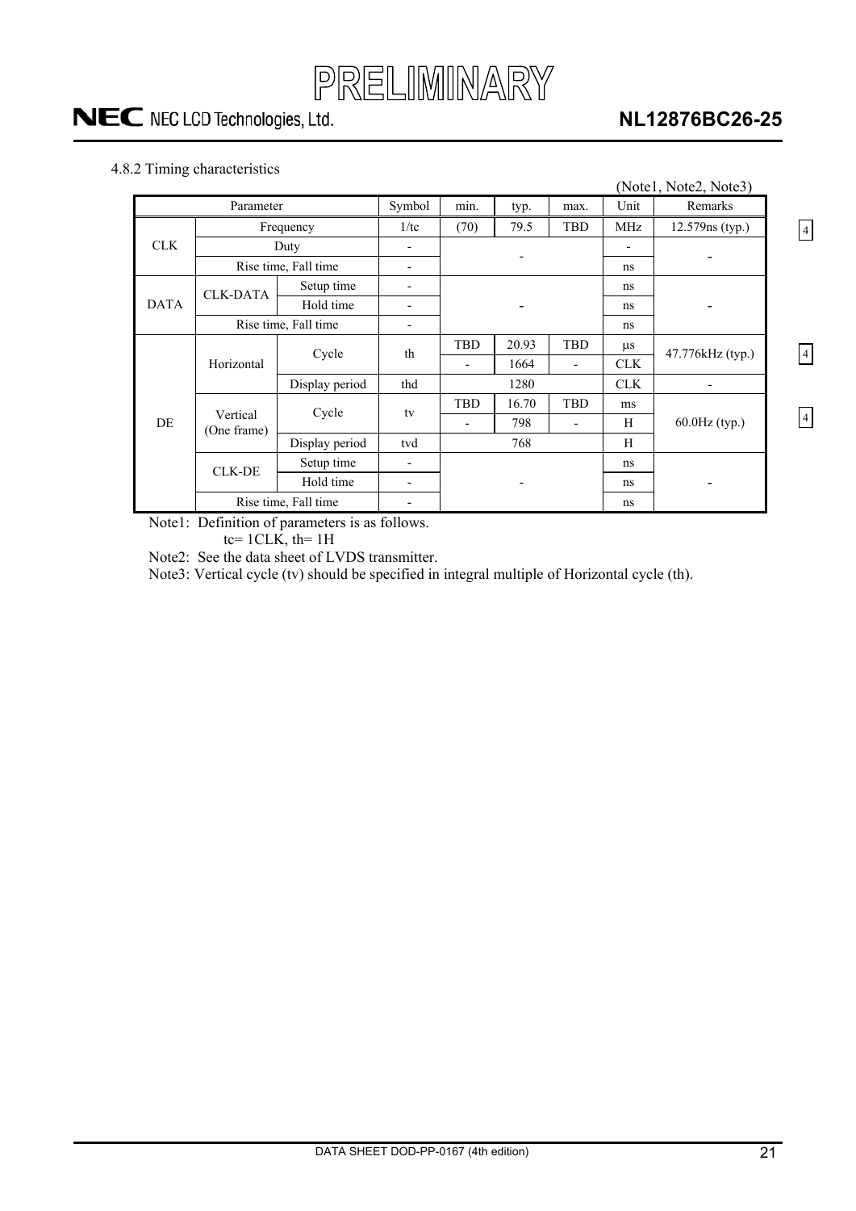#### 4.8.2 Timing characteristics

(Note1, Note2, Note3)

| Parameter | | | Symbol | min. | typ. | max. | Unit | Remarks |
|---|---|---|---|---|---|---|---|---|
| CLK | Frequency | | 1/tc | (70) | 79.5 | TBD | MHz | 12.579ns (typ.) |
| | Duty | | - | - | | | - | - |
| | Rise time, Fall time | | - | | | | ns | |
| DATA | CLK-DATA | Setup time | - | - | | | ns | - |
| | | Hold time | - | | | | ns | |
| | Rise time, Fall time | | - | | | | ns | |
| DE | Horizontal | Cycle | th | TBD | 20.93 | TBD | μs | 47.776kHz (typ.) |
| | | | | - | 1664 | - | CLK | |
| | | Display period | thd | 1280 | | | CLK | - |
| | Vertical (One frame) | Cycle | tv | TBD | 16.70 | TBD | ms | 60.0Hz (typ.) |
| | | | | - | 798 | - | H | |
| | | Display period | tvd | 768 | | | H | |
| | CLK-DE | Setup time | - | - | | | ns | - |
| | | Hold time | - | | | | ns | |
| | Rise time, Fall time | | - | | | | ns | |

Note1: Definition of parameters is as follows.
tc= 1CLK, th= 1H

Note2: See the data sheet of LVDS transmitter.

Note3: Vertical cycle (tv) should be specified in integral multiple of Horizontal cycle (th).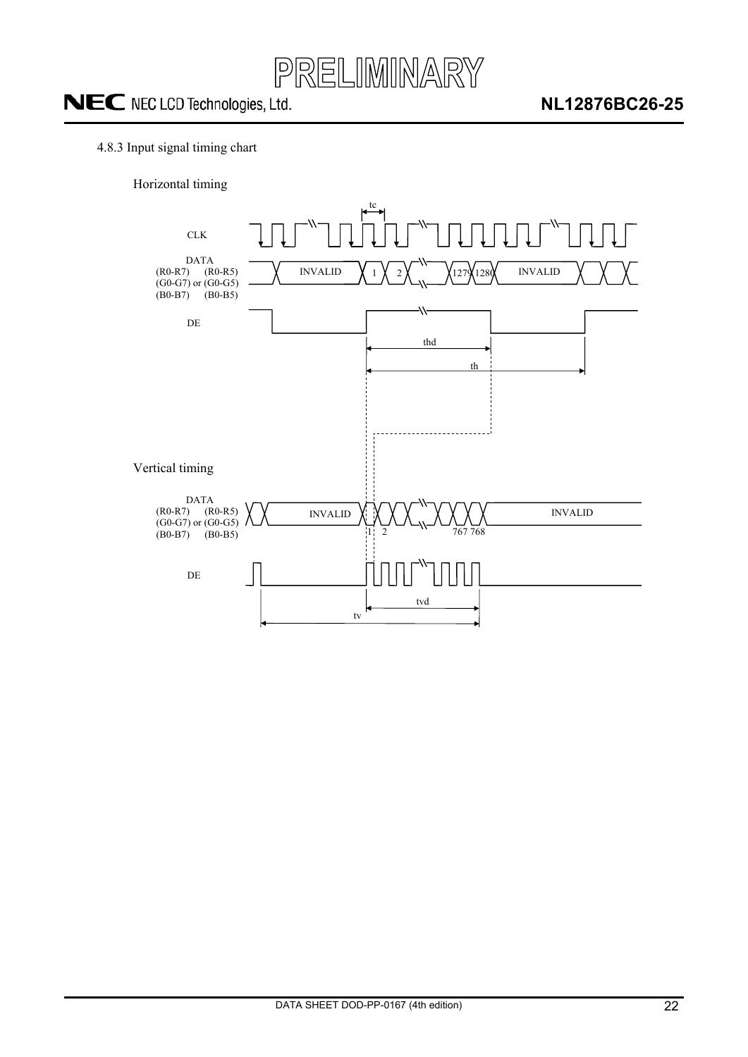4.8.3 Input signal timing chart

Horizontal timing

CLK

DATA
(R0-R7) (R0-R5)
(G0-G7) or (G0-G5)
(B0-B7) (B0-B5)

INVALID 1 2 1279 1280 INVALID

DE

tc

thd

th

Vertical timing

DATA
(R0-R7) (R0-R5)
(G0-G7) or (G0-G5)
(B0-B7) (B0-B5)

INVALID 1 2 767 768 INVALID

DE

tvd

tv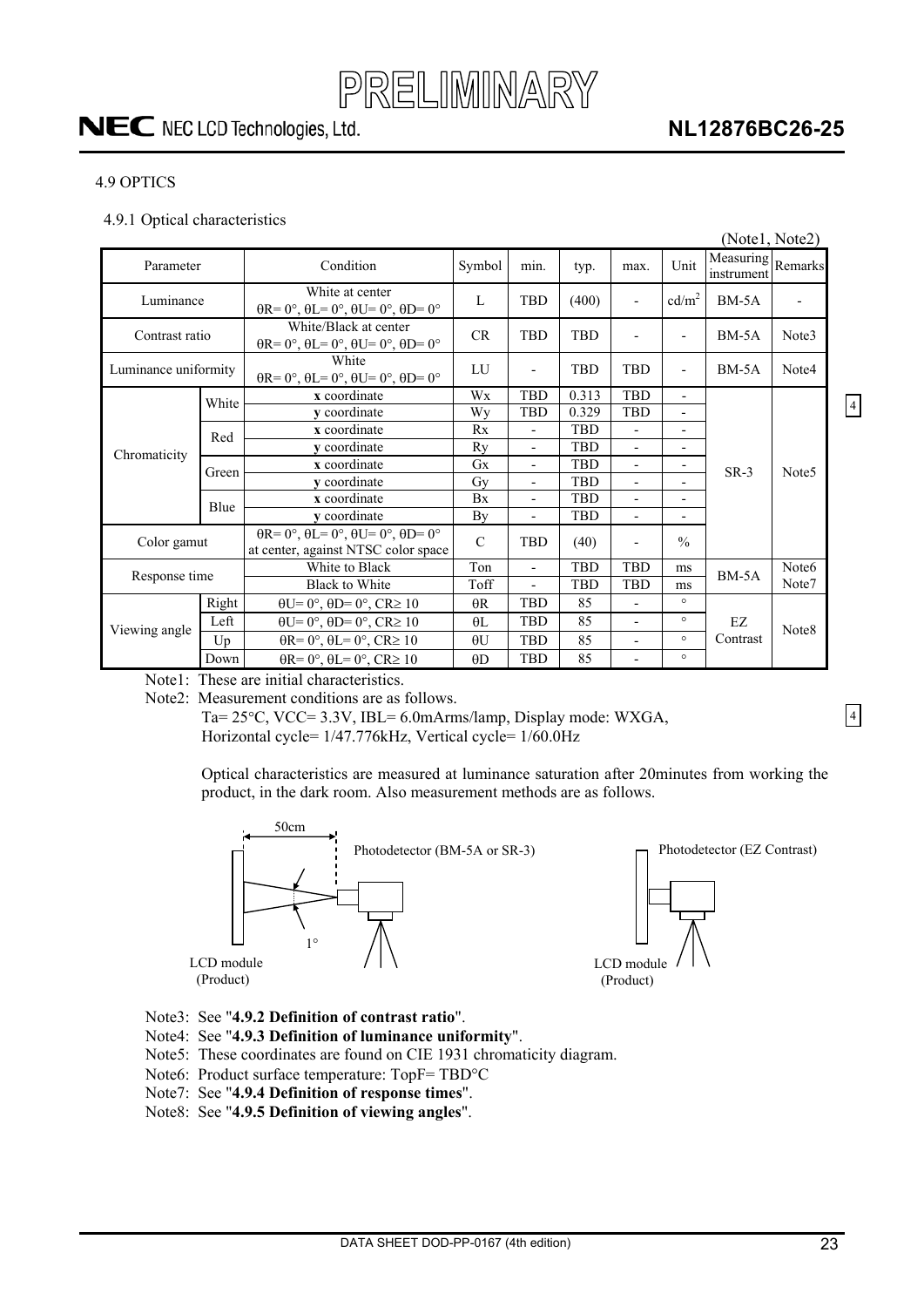PRELIMINARY

## 4.9 OPTICS

### 4.9.1 Optical characteristics

(Note1, Note2)

| Parameter | | Condition | Symbol | min. | typ. | max. | Unit | Measuring instrument | Remarks |
|---|---|---|---|---|---|---|---|---|---|
| Luminance | | White at center θR= 0°, θL= 0°, θU= 0°, θD= 0° | L | TBD | (400) | - | $cd/m^2$ | BM-5A | - |
| Contrast ratio | | White/Black at center θR= 0°, θL= 0°, θU= 0°, θD= 0° | CR | TBD | TBD | - | - | BM-5A | Note3 |
| Luminance uniformity | | White θR= 0°, θL= 0°, θU= 0°, θD= 0° | LU | - | TBD | TBD | - | BM-5A | Note4 |
| Chromaticity | White | **x** coordinate | Wx | TBD | 0.313 | TBD | - | SR-3 | Note5 |
| | | **y** coordinate | Wy | TBD | 0.329 | TBD | - | | |
| | Red | **x** coordinate | Rx | - | TBD | - | - | | |
| | | **y** coordinate | Ry | - | TBD | - | - | | |
| | Green | **x** coordinate | Gx | - | TBD | - | - | | |
| | | **y** coordinate | Gy | - | TBD | - | - | | |
| | Blue | **x** coordinate | Bx | - | TBD | - | - | | |
| | | **y** coordinate | By | - | TBD | - | - | | |
| Color gamut | | θR= 0°, θL= 0°, θU= 0°, θD= 0° at center, against NTSC color space | C | TBD | (40) | - | % | | |
| Response time | | White to Black | Ton | - | TBD | TBD | ms | BM-5A | Note6 |
| | | Black to White | Toff | - | TBD | TBD | ms | | Note7 |
| Viewing angle | Right | θU= 0°, θD= 0°, CR≥ 10 | θR | TBD | 85 | - | ° | EZ Contrast | Note8 |
| | Left | θU= 0°, θD= 0°, CR≥ 10 | θL | TBD | 85 | - | ° | | |
| | Up | θR= 0°, θL= 0°, CR≥ 10 | θU | TBD | 85 | - | ° | | |
| | Down | θR= 0°, θL= 0°, CR≥ 10 | θD | TBD | 85 | - | ° | | |

Note1: These are initial characteristics.

Note2: Measurement conditions are as follows.
Ta= 25°C, VCC= 3.3V, IBL= 6.0mArms/lamp, Display mode: WXGA,
Horizontal cycle= 1/47.776kHz, Vertical cycle= 1/60.0Hz

Optical characteristics are measured at luminance saturation after 20minutes from working the product, in the dark room. Also measurement methods are as follows.

50cm
Photodetector (BM-5A or SR-3)
1°
LCD module (Product)

Photodetector (EZ Contrast)
LCD module (Product)

Note3: See "**4.9.2 Definition of contrast ratio**".

Note4: See "**4.9.3 Definition of luminance uniformity**".

Note5: These coordinates are found on CIE 1931 chromaticity diagram.

Note6: Product surface temperature: TopF= TBD°C

Note7: See "**4.9.4 Definition of response times**".

Note8: See "**4.9.5 Definition of viewing angles**".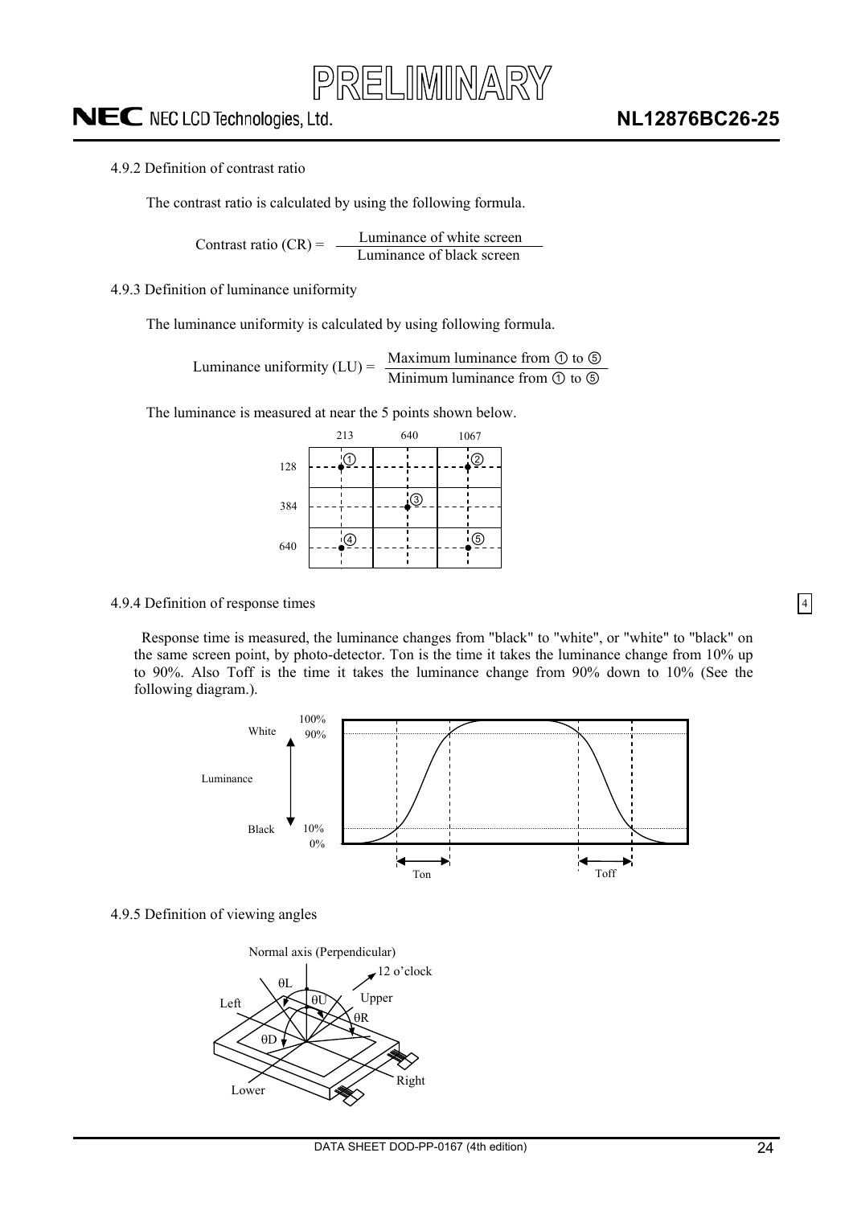4.9.2 Definition of contrast ratio

The contrast ratio is calculated by using the following formula.

$$\text{Contrast ratio (CR)} = \frac{\text{Luminance of white screen}}{\text{Luminance of black screen}}$$

4.9.3 Definition of luminance uniformity

The luminance uniformity is calculated by using following formula.

$$\text{Luminance uniformity (LU)} = \frac{\text{Maximum luminance from ① to ⑤}}{\text{Minimum luminance from ① to ⑤}}$$

The luminance is measured at near the 5 points shown below.

| | 213 | 640 | 1067 |
|---|---|---|---|
| 128 | ① | | ② |
| 384 | | ③ | |
| 640 | ④ | | ⑤ |

4.9.4 Definition of response times

Response time is measured, the luminance changes from "black" to "white", or "white" to "black" on the same screen point, by photo-detector. Ton is the time it takes the luminance change from 10% up to 90%. Also Toff is the time it takes the luminance change from 90% down to 10% (See the following diagram.).

4.9.5 Definition of viewing angles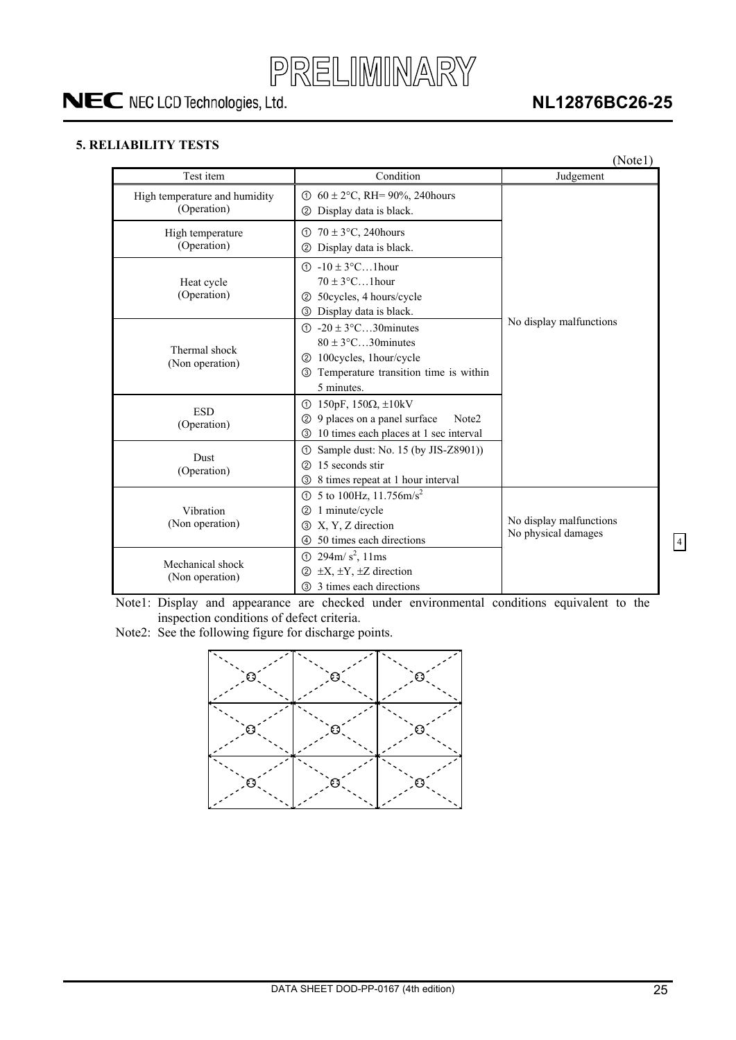## 5. RELIABILITY TESTS

(Note1)

| Test item | Condition | Judgement |
|---|---|---|
| High temperature and humidity (Operation) | ① 60 ± 2°C, RH= 90%, 240hours<br>② Display data is black. | No display malfunctions |
| High temperature (Operation) | ① 70 ± 3°C, 240hours<br>② Display data is black. | |
| Heat cycle (Operation) | ① -10 ± 3°C…1hour<br>70 ± 3°C…1hour<br>② 50cycles, 4 hours/cycle<br>③ Display data is black. | |
| Thermal shock (Non operation) | ① -20 ± 3°C…30minutes<br>80 ± 3°C…30minutes<br>② 100cycles, 1hour/cycle<br>③ Temperature transition time is within 5 minutes. | |
| ESD (Operation) | ① 150pF, 150Ω, ±10kV<br>② 9 places on a panel surface Note2<br>③ 10 times each places at 1 sec interval | |
| Dust (Operation) | ① Sample dust: No. 15 (by JIS-Z8901))<br>② 15 seconds stir<br>③ 8 times repeat at 1 hour interval | |
| Vibration (Non operation) | ① 5 to 100Hz, 11.756m/$s^2$<br>② 1 minute/cycle<br>③ X, Y, Z direction<br>④ 50 times each directions | No display malfunctions<br>No physical damages |
| Mechanical shock (Non operation) | ① 294m/ $s^2$, 11ms<br>② ±X, ±Y, ±Z direction<br>③ 3 times each directions | |

Note1: Display and appearance are checked under environmental conditions equivalent to the inspection conditions of defect criteria.

Note2: See the following figure for discharge points.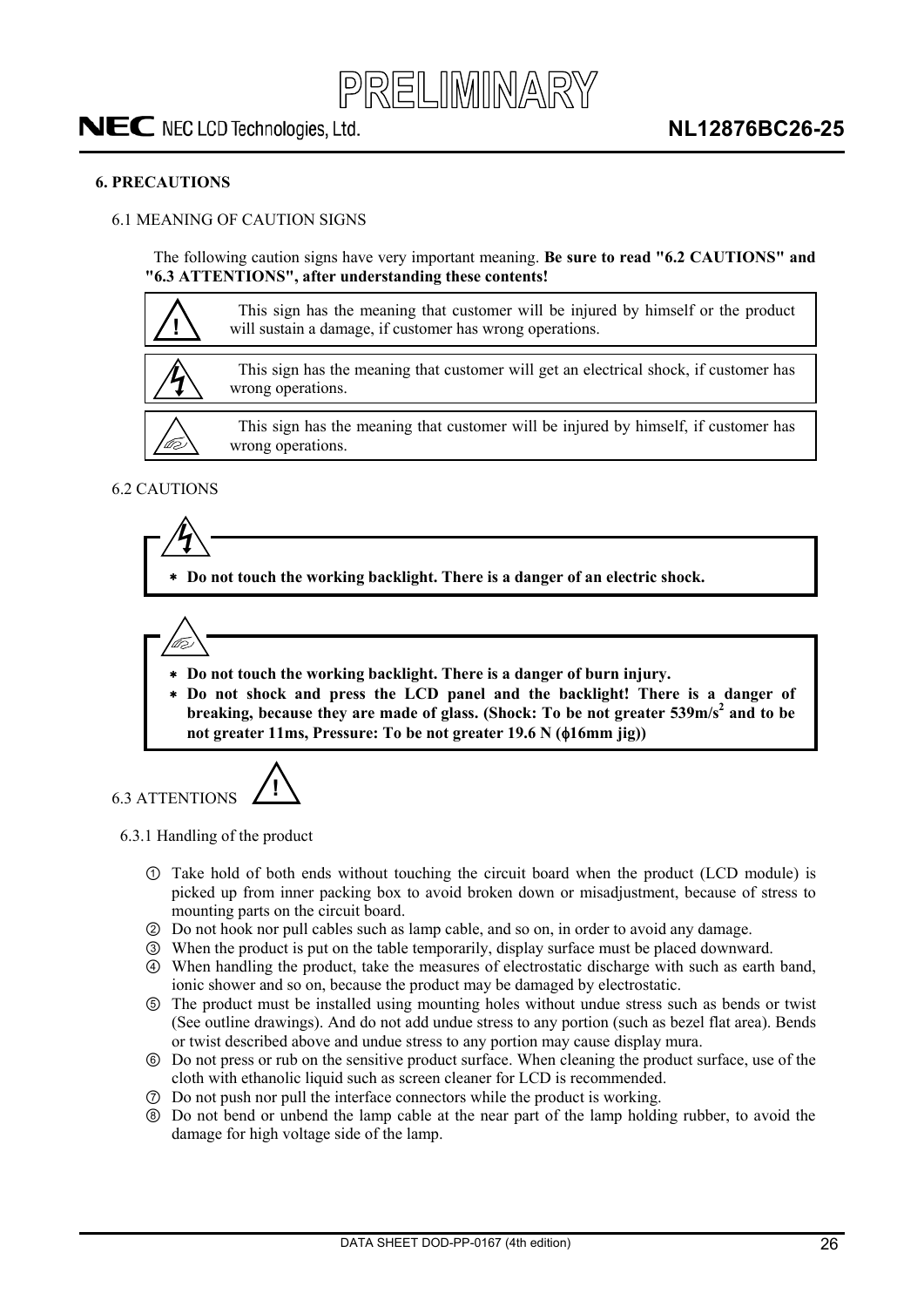## 6. PRECAUTIONS

### 6.1 MEANING OF CAUTION SIGNS

The following caution signs have very important meaning. **Be sure to read "6.2 CAUTIONS" and "6.3 ATTENTIONS", after understanding these contents!**

| Sign | Meaning |
|---|---|
| ! | This sign has the meaning that customer will be injured by himself or the product will sustain a damage, if customer has wrong operations. |
| (electric shock) | This sign has the meaning that customer will get an electrical shock, if customer has wrong operations. |
| (burn) | This sign has the meaning that customer will be injured by himself, if customer has wrong operations. |

### 6.2 CAUTIONS

- **Do not touch the working backlight. There is a danger of an electric shock.**

- **Do not touch the working backlight. There is a danger of burn injury.**
- **Do not shock and press the LCD panel and the backlight! There is a danger of breaking, because they are made of glass. (Shock: To be not greater $539 m/s^2$ and to be not greater 11ms, Pressure: To be not greater 19.6 N (ϕ16mm jig))**

### 6.3 ATTENTIONS

#### 6.3.1 Handling of the product

① Take hold of both ends without touching the circuit board when the product (LCD module) is picked up from inner packing box to avoid broken down or misadjustment, because of stress to mounting parts on the circuit board.

② Do not hook nor pull cables such as lamp cable, and so on, in order to avoid any damage.

③ When the product is put on the table temporarily, display surface must be placed downward.

④ When handling the product, take the measures of electrostatic discharge with such as earth band, ionic shower and so on, because the product may be damaged by electrostatic.

⑤ The product must be installed using mounting holes without undue stress such as bends or twist (See outline drawings). And do not add undue stress to any portion (such as bezel flat area). Bends or twist described above and undue stress to any portion may cause display mura.

⑥ Do not press or rub on the sensitive product surface. When cleaning the product surface, use of the cloth with ethanolic liquid such as screen cleaner for LCD is recommended.

⑦ Do not push nor pull the interface connectors while the product is working.

⑧ Do not bend or unbend the lamp cable at the near part of the lamp holding rubber, to avoid the damage for high voltage side of the lamp.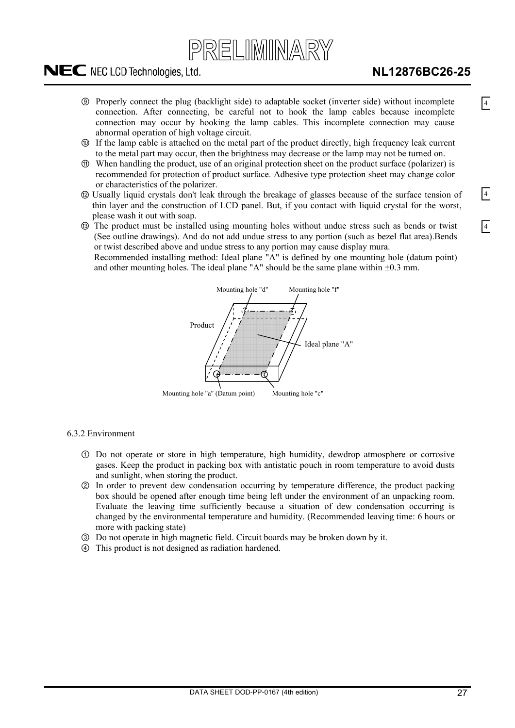⑨ Properly connect the plug (backlight side) to adaptable socket (inverter side) without incomplete connection. After connecting, be careful not to hook the lamp cables because incomplete connection may occur by hooking the lamp cables. This incomplete connection may cause abnormal operation of high voltage circuit.

⑩ If the lamp cable is attached on the metal part of the product directly, high frequency leak current to the metal part may occur, then the brightness may decrease or the lamp may not be turned on.

⑪ When handling the product, use of an original protection sheet on the product surface (polarizer) is recommended for protection of product surface. Adhesive type protection sheet may change color or characteristics of the polarizer.

⑫ Usually liquid crystals don't leak through the breakage of glasses because of the surface tension of thin layer and the construction of LCD panel. But, if you contact with liquid crystal for the worst, please wash it out with soap.

⑬ The product must be installed using mounting holes without undue stress such as bends or twist (See outline drawings). And do not add undue stress to any portion (such as bezel flat area).Bends or twist described above and undue stress to any portion may cause display mura.
Recommended installing method: Ideal plane "A" is defined by one mounting hole (datum point) and other mounting holes. The ideal plane "A" should be the same plane within ±0.3 mm.

Mounting hole "d" Mounting hole "f"

Product

Ideal plane "A"

Mounting hole "a" (Datum point) Mounting hole "c"

6.3.2 Environment

① Do not operate or store in high temperature, high humidity, dewdrop atmosphere or corrosive gases. Keep the product in packing box with antistatic pouch in room temperature to avoid dusts and sunlight, when storing the product.

② In order to prevent dew condensation occurring by temperature difference, the product packing box should be opened after enough time being left under the environment of an unpacking room. Evaluate the leaving time sufficiently because a situation of dew condensation occurring is changed by the environmental temperature and humidity. (Recommended leaving time: 6 hours or more with packing state)

③ Do not operate in high magnetic field. Circuit boards may be broken down by it.

④ This product is not designed as radiation hardened.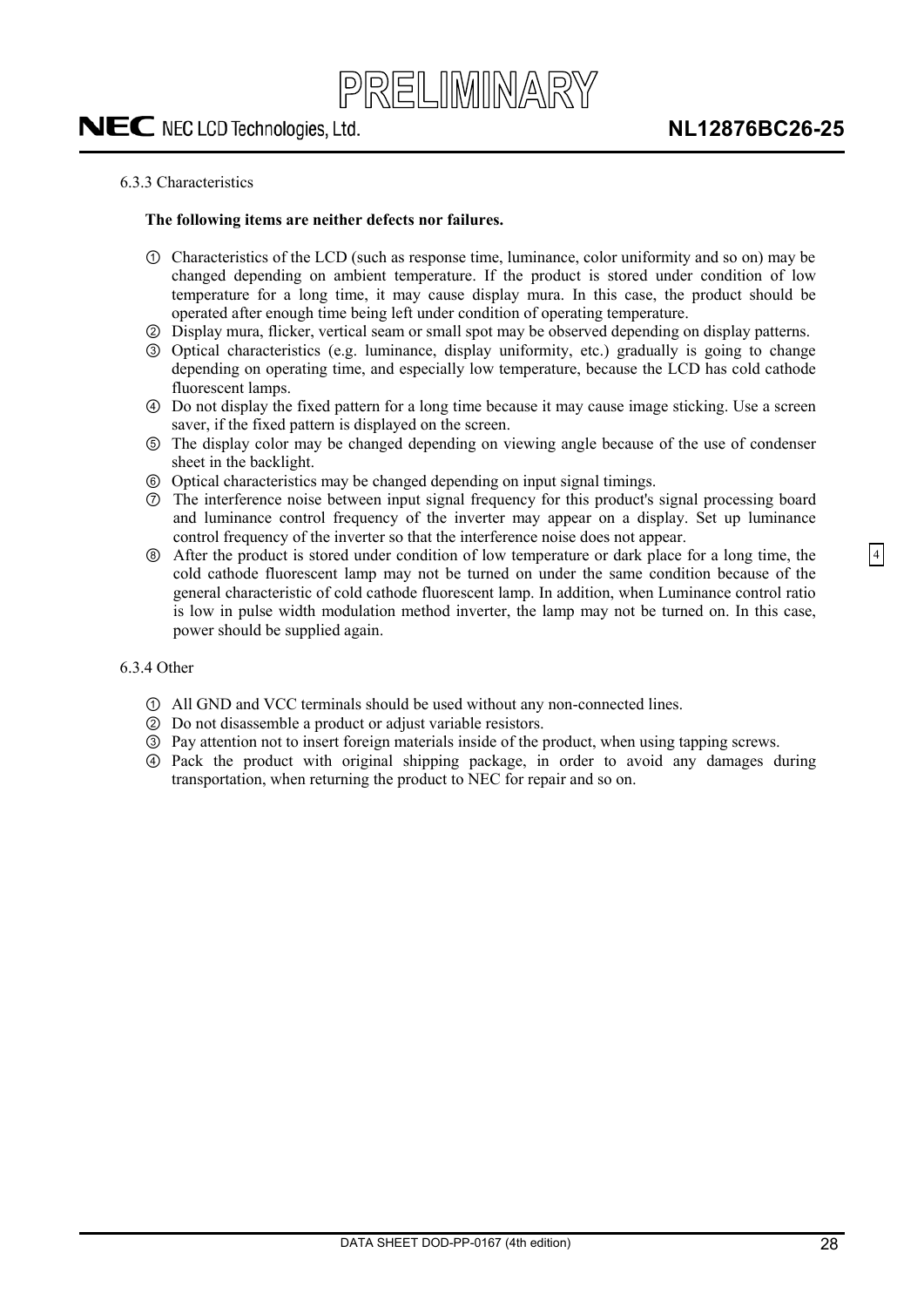6.3.3 Characteristics

**The following items are neither defects nor failures.**

① Characteristics of the LCD (such as response time, luminance, color uniformity and so on) may be changed depending on ambient temperature. If the product is stored under condition of low temperature for a long time, it may cause display mura. In this case, the product should be operated after enough time being left under condition of operating temperature.

② Display mura, flicker, vertical seam or small spot may be observed depending on display patterns.

③ Optical characteristics (e.g. luminance, display uniformity, etc.) gradually is going to change depending on operating time, and especially low temperature, because the LCD has cold cathode fluorescent lamps.

④ Do not display the fixed pattern for a long time because it may cause image sticking. Use a screen saver, if the fixed pattern is displayed on the screen.

⑤ The display color may be changed depending on viewing angle because of the use of condenser sheet in the backlight.

⑥ Optical characteristics may be changed depending on input signal timings.

⑦ The interference noise between input signal frequency for this product's signal processing board and luminance control frequency of the inverter may appear on a display. Set up luminance control frequency of the inverter so that the interference noise does not appear.

⑧ After the product is stored under condition of low temperature or dark place for a long time, the cold cathode fluorescent lamp may not be turned on under the same condition because of the general characteristic of cold cathode fluorescent lamp. In addition, when Luminance control ratio is low in pulse width modulation method inverter, the lamp may not be turned on. In this case, power should be supplied again.

6.3.4 Other

① All GND and VCC terminals should be used without any non-connected lines.

② Do not disassemble a product or adjust variable resistors.

③ Pay attention not to insert foreign materials inside of the product, when using tapping screws.

④ Pack the product with original shipping package, in order to avoid any damages during transportation, when returning the product to NEC for repair and so on.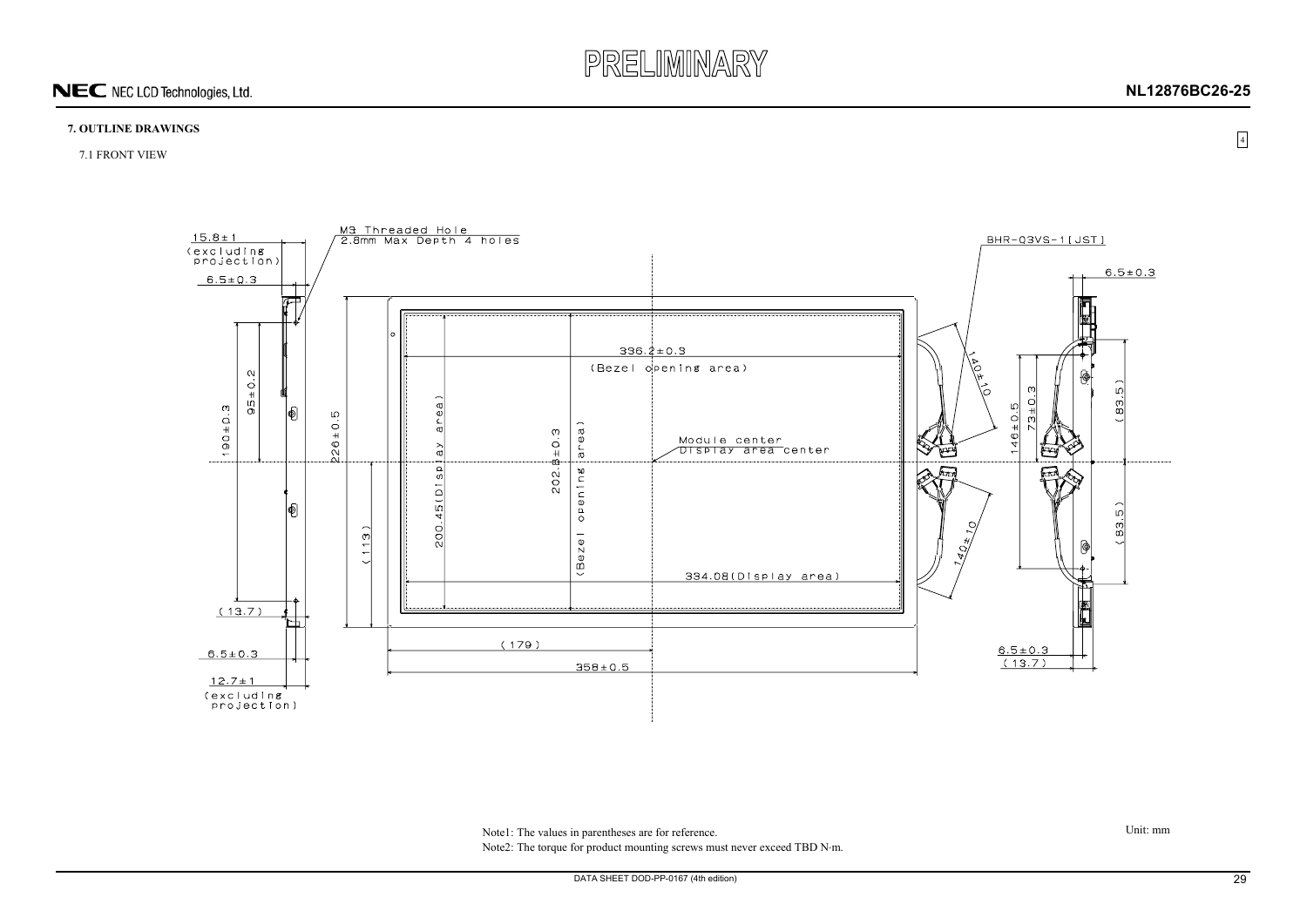PRELIMINARY

## 7. OUTLINE DRAWINGS

### 7.1 FRONT VIEW

15.8±1 (excluding projection)

6.5±0.3

M3 Threaded Hole 2.8mm Max Depth 4 holes

BHR-03VS-1[JST]

6.5±0.3

190±0.3

95±0.2

226±0.5

(113)

200.45(Display area)

202.8±0.3 (Bezel opening area)

336.2±0.3 (Bezel opening area)

Module center Display area center

334.08(Display area)

140±10

140±10

146±0.5

73±0.3

(83.5)

(83.5)

(13.7)

6.5±0.3

12.7±1 (excluding projection)

(179)

358±0.5

6.5±0.3

(13.7)

Note1: The values in parentheses are for reference.

Note2: The torque for product mounting screws must never exceed TBD N·m.

Unit: mm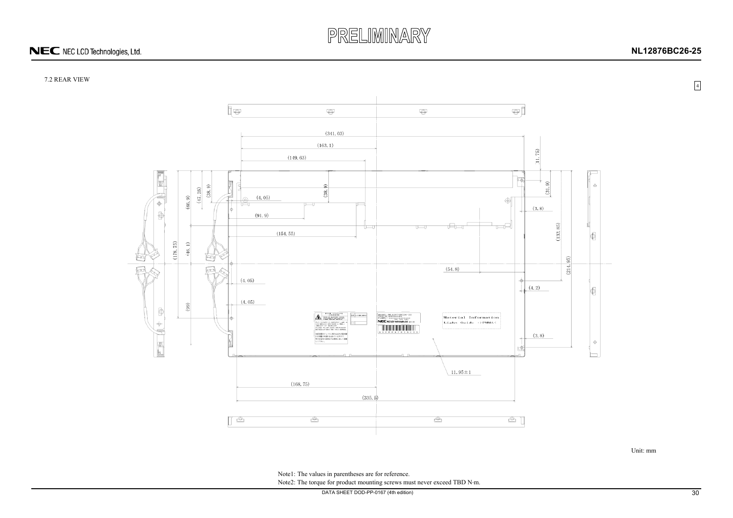PRELIMINARY

7.2 REAR VIEW

Unit: mm

Note1: The values in parentheses are for reference.

Note2: The torque for product mounting screws must never exceed TBD N·m.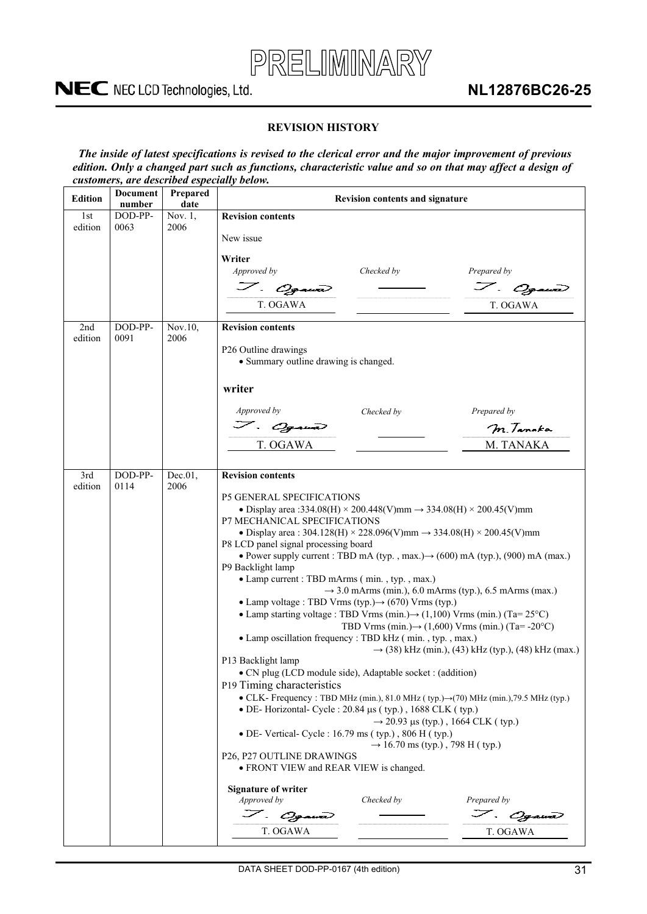PRELIMINARY

## REVISION HISTORY

***The inside of latest specifications is revised to the clerical error and the major improvement of previous edition. Only a changed part such as functions, characteristic value and so on that may affect a design of customers, are described especially below.***

| Edition | Document number | Prepared date | Revision contents and signature |
|---|---|---|---|
| 1st edition | DOD-PP-0063 | Nov. 1, 2006 | **Revision contents**<br><br>New issue<br><br>**Writer**<br>*Approved by*: T. OGAWA / *Checked by*: — / *Prepared by*: T. OGAWA |
| 2nd edition | DOD-PP-0091 | Nov.10, 2006 | **Revision contents**<br><br>P26 Outline drawings<br>• Summary outline drawing is changed.<br><br>**writer**<br>*Approved by*: T. OGAWA / *Checked by*: — / *Prepared by*: M. TANAKA |
| 3rd edition | DOD-PP-0114 | Dec.01, 2006 | **Revision contents**<br><br>P5 GENERAL SPECIFICATIONS<br>• Display area :334.08(H) × 200.448(V)mm → 334.08(H) × 200.45(V)mm<br>P7 MECHANICAL SPECIFICATIONS<br>• Display area : 304.128(H) × 228.096(V)mm → 334.08(H) × 200.45(V)mm<br>P8 LCD panel signal processing board<br>• Power supply current : TBD mA (typ. , max.)→ (600) mA (typ.), (900) mA (max.)<br>P9 Backlight lamp<br>• Lamp current : TBD mArms ( min. , typ. , max.)<br>→ 3.0 mArms (min.), 6.0 mArms (typ.), 6.5 mArms (max.)<br>• Lamp voltage : TBD Vrms (typ.)→ (670) Vrms (typ.)<br>• Lamp starting voltage : TBD Vrms (min.)→ (1,100) Vrms (min.) (Ta= 25°C)<br>TBD Vrms (min.)→ (1,600) Vrms (min.) (Ta= -20°C)<br>• Lamp oscillation frequency : TBD kHz ( min. , typ. , max.)<br>→ (38) kHz (min.), (43) kHz (typ.), (48) kHz (max.)<br>P13 Backlight lamp<br>• CN plug (LCD module side), Adaptable socket : (addition)<br>P19 Timing characteristics<br>• CLK- Frequency : TBD MHz (min.), 81.0 MHz ( typ.)→(70) MHz (min.),79.5 MHz (typ.)<br>• DE- Horizontal- Cycle : 20.84 μs ( typ.) , 1688 CLK ( typ.)<br>→ 20.93 μs (typ.) , 1664 CLK ( typ.)<br>• DE- Vertical- Cycle : 16.79 ms ( typ.) , 806 H ( typ.)<br>→ 16.70 ms (typ.) , 798 H ( typ.)<br>P26, P27 OUTLINE DRAWINGS<br>• FRONT VIEW and REAR VIEW is changed.<br><br>**Signature of writer**<br>*Approved by*: T. OGAWA / *Checked by*: — / *Prepared by*: T. OGAWA |

DATA SHEET DOD-PP-0167 (4th edition)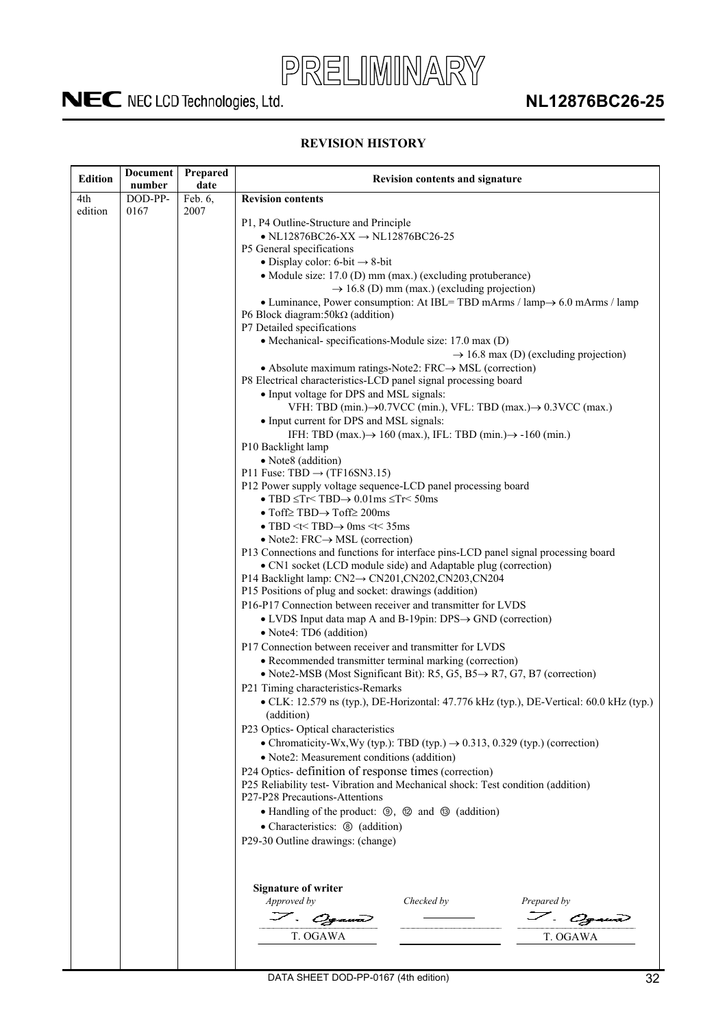## REVISION HISTORY

| Edition | Document number | Prepared date | Revision contents and signature |
|---|---|---|---|
| 4th edition | DOD-PP-0167 | Feb. 6, 2007 | **Revision contents**<br><br>P1, P4 Outline-Structure and Principle<br>• NL12876BC26-XX → NL12876BC26-25<br>P5 General specifications<br>• Display color: 6-bit → 8-bit<br>• Module size: 17.0 (D) mm (max.) (excluding protuberance)<br>→ 16.8 (D) mm (max.) (excluding projection)<br>• Luminance, Power consumption: At IBL= TBD mArms / lamp→ 6.0 mArms / lamp<br>P6 Block diagram:50kΩ (addition)<br>P7 Detailed specifications<br>• Mechanical- specifications-Module size: 17.0 max (D)<br>→ 16.8 max (D) (excluding projection)<br>• Absolute maximum ratings-Note2: FRC→ MSL (correction)<br>P8 Electrical characteristics-LCD panel signal processing board<br>• Input voltage for DPS and MSL signals:<br>VFH: TBD (min.)→0.7VCC (min.), VFL: TBD (max.)→ 0.3VCC (max.)<br>• Input current for DPS and MSL signals:<br>IFH: TBD (max.)→ 160 (max.), IFL: TBD (min.)→ -160 (min.)<br>P10 Backlight lamp<br>• Note8 (addition)<br>P11 Fuse: TBD → (TF16SN3.15)<br>P12 Power supply voltage sequence-LCD panel processing board<br>• TBD ≤Tr< TBD→ 0.01ms ≤Tr< 50ms<br>• Toff≥ TBD→ Toff≥ 200ms<br>• TBD <t< TBD→ 0ms <t< 35ms<br>• Note2: FRC→ MSL (correction)<br>P13 Connections and functions for interface pins-LCD panel signal processing board<br>• CN1 socket (LCD module side) and Adaptable plug (correction)<br>P14 Backlight lamp: CN2→ CN201,CN202,CN203,CN204<br>P15 Positions of plug and socket: drawings (addition)<br>P16-P17 Connection between receiver and transmitter for LVDS<br>• LVDS Input data map A and B-19pin: DPS→ GND (correction)<br>• Note4: TD6 (addition)<br>P17 Connection between receiver and transmitter for LVDS<br>• Recommended transmitter terminal marking (correction)<br>• Note2-MSB (Most Significant Bit): R5, G5, B5→ R7, G7, B7 (correction)<br>P21 Timing characteristics-Remarks<br>• CLK: 12.579 ns (typ.), DE-Horizontal: 47.776 kHz (typ.), DE-Vertical: 60.0 kHz (typ.) (addition)<br>P23 Optics- Optical characteristics<br>• Chromaticity-Wx,Wy (typ.): TBD (typ.) → 0.313, 0.329 (typ.) (correction)<br>• Note2: Measurement conditions (addition)<br>P24 Optics- definition of response times (correction)<br>P25 Reliability test- Vibration and Mechanical shock: Test condition (addition)<br>P27-P28 Precautions-Attentions<br>• Handling of the product: ⑨, ⑫ and ⑬ (addition)<br>• Characteristics: ⑧ (addition)<br>P29-30 Outline drawings: (change)<br><br>**Signature of writer**<br>*Approved by*: T. OGAWA &nbsp; *Checked by*: &nbsp; *Prepared by*: T. OGAWA |